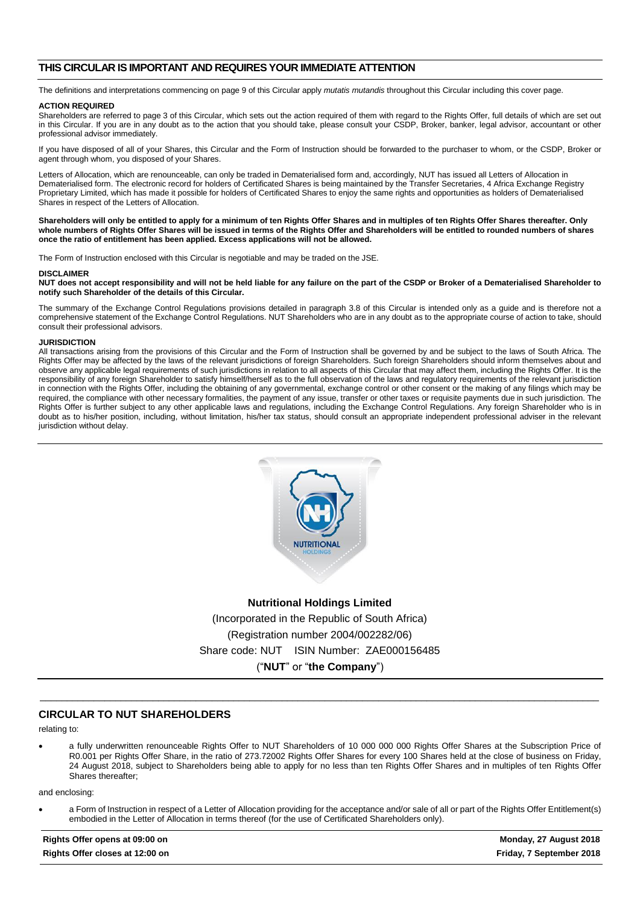## THIS CIRCULAR IS IMPORTANT AND REQUIRES YOUR IMMEDIATE ATTENTION

The definitions and interpretations commencing on page 9 of this Circular apply *mutatis mutandis* throughout this Circular including this cover page.

**ACTION REQUIRED**

Shareholders are referred to page 3 of this Circular, which sets out the action required of them with regard to the Rights Offer, full details of which are set out in this Circular. If you are in any doubt as to the action that you should take, please consult your CSDP, Broker, banker, legal advisor, accountant or other professional advisor immediately.

If you have disposed of all of your Shares, this Circular and the Form of Instruction should be forwarded to the purchaser to whom, or the CSDP, Broker or agent through whom, you disposed of your Shares.

Letters of Allocation, which are renounceable, can only be traded in Dematerialised form and, accordingly, NUT has issued all Letters of Allocation in Dematerialised form. The electronic record for holders of Certificated Shares is being maintained by the Transfer Secretaries, 4 Africa Exchange Registry Proprietary Limited, which has made it possible for holders of Certificated Shares to enjoy the same rights and opportunities as holders of Dematerialised Shares in respect of the Letters of Allocation.

**Shareholders will only be entitled to apply for a minimum of ten Rights Offer Shares and in multiples of ten Rights Offer Shares thereafter. Only whole numbers of Rights Offer Shares will be issued in terms of the Rights Offer and Shareholders will be entitled to rounded numbers of shares once the ratio of entitlement has been applied. Excess applications will not be allowed.**

The Form of Instruction enclosed with this Circular is negotiable and may be traded on the JSE.

**DISCLAIMER**

**NUT does not accept responsibility and will not be held liable for any failure on the part of the CSDP or Broker of a Dematerialised Shareholder to notify such Shareholder of the details of this Circular.**

The summary of the Exchange Control Regulations provisions detailed in paragraph 3.8 of this Circular is intended only as a guide and is therefore not a comprehensive statement of the Exchange Control Regulations. NUT Shareholders who are in any doubt as to the appropriate course of action to take, should consult their professional advisors.

**JURISDICTION**

All transactions arising from the provisions of this Circular and the Form of Instruction shall be governed by and be subject to the laws of South Africa. The Rights Offer may be affected by the laws of the relevant jurisdictions of foreign Shareholders. Such foreign Shareholders should inform themselves about and observe any applicable legal requirements of such jurisdictions in relation to all aspects of this Circular that may affect them, including the Rights Offer. It is the responsibility of any foreign Shareholder to satisfy himself/herself as to the full observation of the laws and regulatory requirements of the relevant jurisdiction in connection with the Rights Offer, including the obtaining of any governmental, exchange control or other consent or the making of any filings which may be required, the compliance with other necessary formalities, the payment of any issue, transfer or other taxes or requisite payments due in such jurisdiction. The Rights Offer is further subject to any other applicable laws and regulations, including the Exchange Control Regulations. Any foreign Shareholder who is in doubt as to his/her position, including, without limitation, his/her tax status, should consult an appropriate independent professional adviser in the relevant jurisdiction without delay.

**Nutritional Holdings Limited**

(Incorporated in the Republic of South Africa)

(Registration number 2004/002282/06)

Share code: NUT ISIN Number: ZAE000156485

("**NUT**" or "**the Company**")

## CIRCULAR TO NUT SHAREHOLDERS

relating to:

- a fully underwritten renounceable Rights Offer to NUT Shareholders of 10 000 000 000 Rights Offer Shares at the Subscription Price of R0.001 per Rights Offer Share, in the ratio of 273.72002 Rights Offer Shares for every 100 Shares held at the close of business on Friday, 24 August 2018, subject to Shareholders being able to apply for no less than ten Rights Offer Shares and in multiples of ten Rights Offer Shares thereafter;

and enclosing:

- a Form of Instruction in respect of a Letter of Allocation providing for the acceptance and/or sale of all or part of the Rights Offer Entitlement(s) embodied in the Letter of Allocation in terms thereof (for the use of Certificated Shareholders only).

| | |
|---|---|
| **Rights Offer opens at 09:00 on** | **Monday, 27 August 2018** |
| **Rights Offer closes at 12:00 on** | **Friday, 7 September 2018** |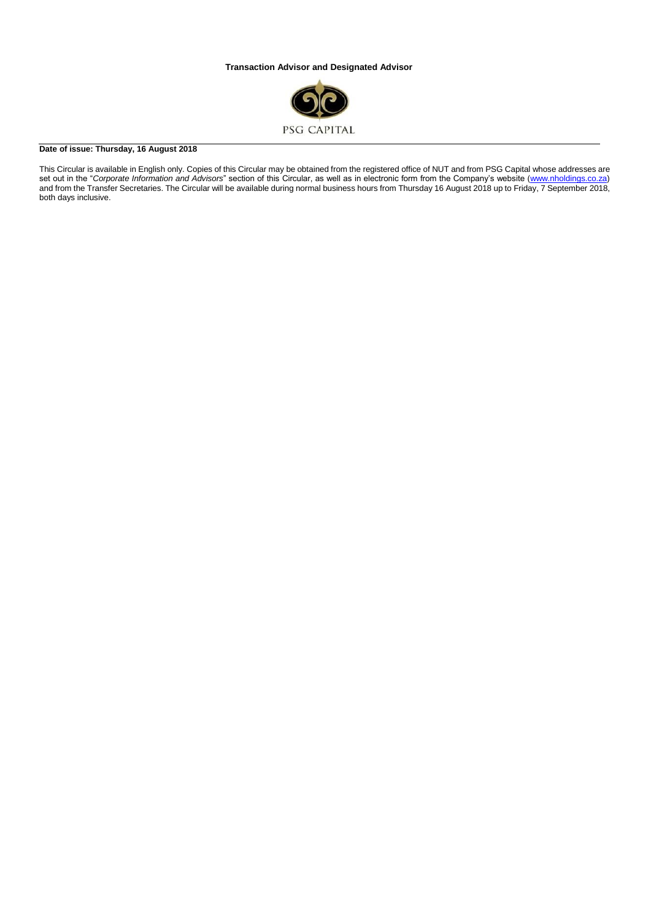**Transaction Advisor and Designated Advisor**

PSG CAPITAL

**Date of issue: Thursday, 16 August 2018**

This Circular is available in English only. Copies of this Circular may be obtained from the registered office of NUT and from PSG Capital whose addresses are set out in the "*Corporate Information and Advisors*" section of this Circular, as well as in electronic form from the Company's website (www.nholdings.co.za) and from the Transfer Secretaries. The Circular will be available during normal business hours from Thursday 16 August 2018 up to Friday, 7 September 2018, both days inclusive.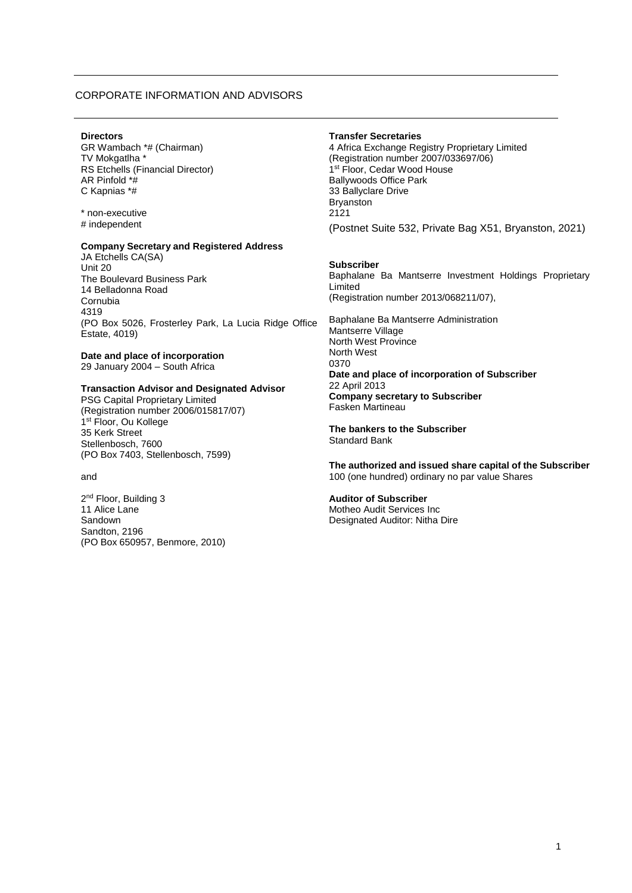# CORPORATE INFORMATION AND ADVISORS

**Directors**
GR Wambach *# (Chairman)
TV Mokgatlha *
RS Etchells (Financial Director)
AR Pinfold *#
C Kapnias *#

\* non-executive
\# independent

**Company Secretary and Registered Address**
JA Etchells CA(SA)
Unit 20
The Boulevard Business Park
14 Belladonna Road
Cornubia
4319
(PO Box 5026, Frosterley Park, La Lucia Ridge Office Estate, 4019)

**Date and place of incorporation**
29 January 2004 – South Africa

**Transaction Advisor and Designated Advisor**
PSG Capital Proprietary Limited
(Registration number 2006/015817/07)
1st Floor, Ou Kollege
35 Kerk Street
Stellenbosch, 7600
(PO Box 7403, Stellenbosch, 7599)

and

2nd Floor, Building 3
11 Alice Lane
Sandown
Sandton, 2196
(PO Box 650957, Benmore, 2010)

**Transfer Secretaries**
4 Africa Exchange Registry Proprietary Limited
(Registration number 2007/033697/06)
1st Floor, Cedar Wood House
Ballywoods Office Park
33 Ballyclare Drive
Bryanston
2121
(Postnet Suite 532, Private Bag X51, Bryanston, 2021)

**Subscriber**
Baphalane Ba Mantserre Investment Holdings Proprietary Limited
(Registration number 2013/068211/07),

Baphalane Ba Mantserre Administration
Mantserre Village
North West Province
North West
0370

**Date and place of incorporation of Subscriber**
22 April 2013

**Company secretary to Subscriber**
Fasken Martineau

**The bankers to the Subscriber**
Standard Bank

**The authorized and issued share capital of the Subscriber**
100 (one hundred) ordinary no par value Shares

**Auditor of Subscriber**
Motheo Audit Services Inc
Designated Auditor: Nitha Dire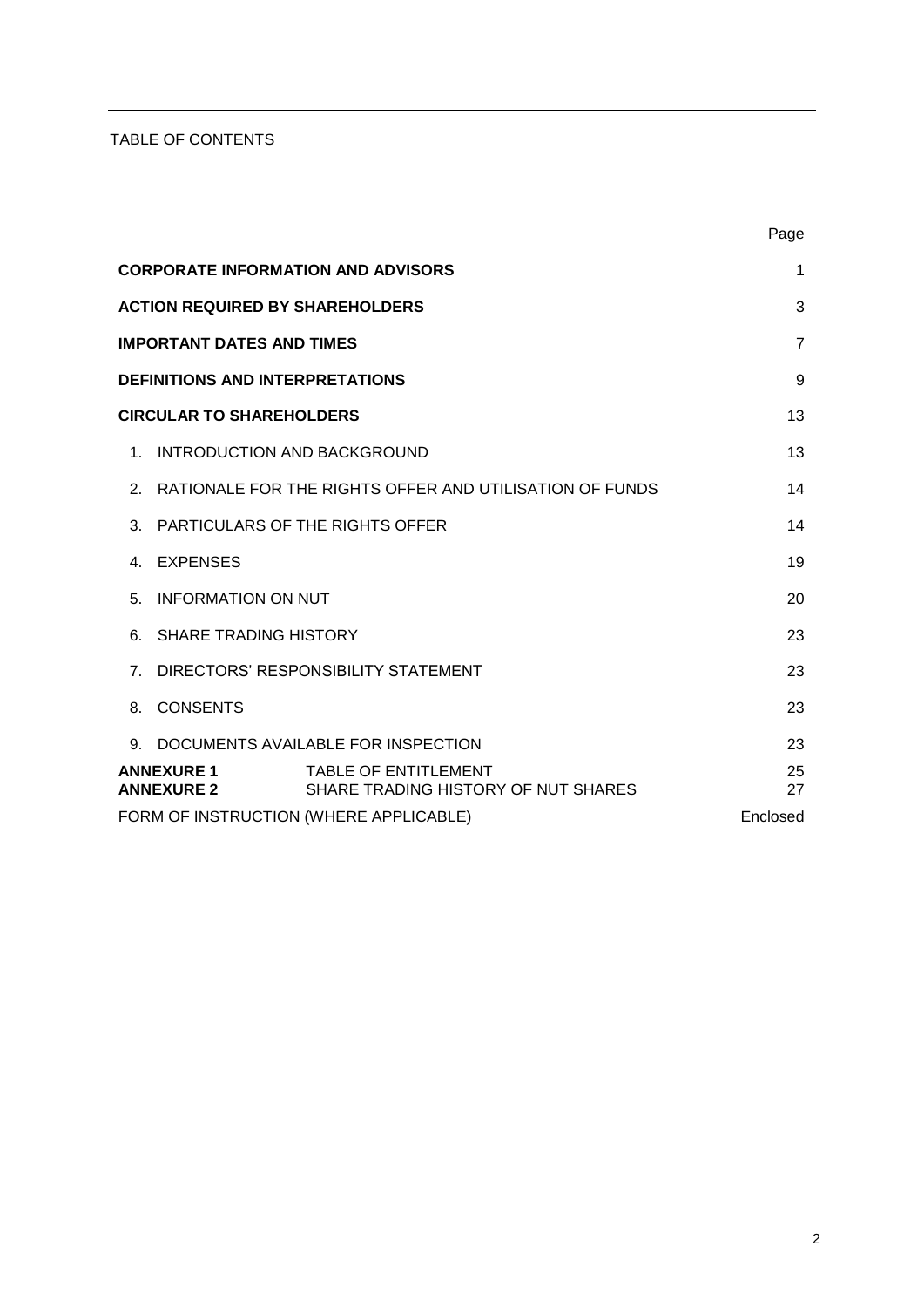TABLE OF CONTENTS

| | | Page |
|---|---|---|
| **CORPORATE INFORMATION AND ADVISORS** | | 1 |
| **ACTION REQUIRED BY SHAREHOLDERS** | | 3 |
| **IMPORTANT DATES AND TIMES** | | 7 |
| **DEFINITIONS AND INTERPRETATIONS** | | 9 |
| **CIRCULAR TO SHAREHOLDERS** | | 13 |
| 1. | INTRODUCTION AND BACKGROUND | 13 |
| 2. | RATIONALE FOR THE RIGHTS OFFER AND UTILISATION OF FUNDS | 14 |
| 3. | PARTICULARS OF THE RIGHTS OFFER | 14 |
| 4. | EXPENSES | 19 |
| 5. | INFORMATION ON NUT | 20 |
| 6. | SHARE TRADING HISTORY | 23 |
| 7. | DIRECTORS' RESPONSIBILITY STATEMENT | 23 |
| 8. | CONSENTS | 23 |
| 9. | DOCUMENTS AVAILABLE FOR INSPECTION | 23 |
| **ANNEXURE 1** | TABLE OF ENTITLEMENT | 25 |
| **ANNEXURE 2** | SHARE TRADING HISTORY OF NUT SHARES | 27 |
| FORM OF INSTRUCTION (WHERE APPLICABLE) | | Enclosed |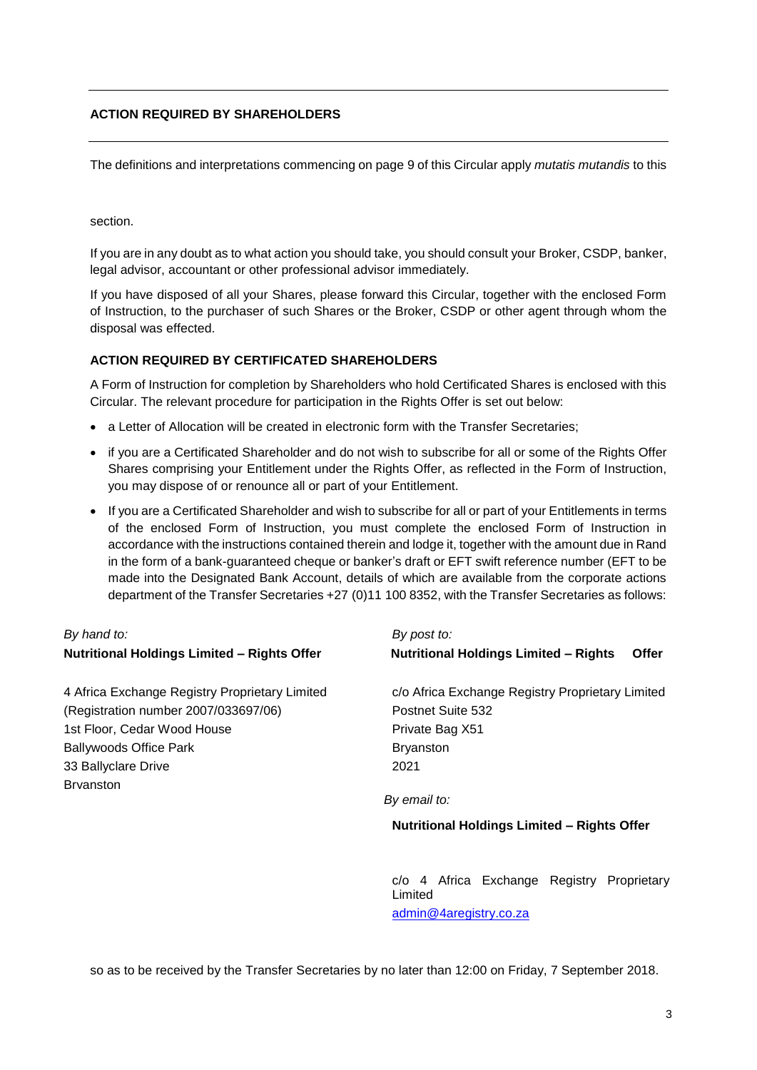## ACTION REQUIRED BY SHAREHOLDERS

The definitions and interpretations commencing on page 9 of this Circular apply *mutatis mutandis* to this section.

If you are in any doubt as to what action you should take, you should consult your Broker, CSDP, banker, legal advisor, accountant or other professional advisor immediately.

If you have disposed of all your Shares, please forward this Circular, together with the enclosed Form of Instruction, to the purchaser of such Shares or the Broker, CSDP or other agent through whom the disposal was effected.

### ACTION REQUIRED BY CERTIFICATED SHAREHOLDERS

A Form of Instruction for completion by Shareholders who hold Certificated Shares is enclosed with this Circular. The relevant procedure for participation in the Rights Offer is set out below:

- a Letter of Allocation will be created in electronic form with the Transfer Secretaries;
- if you are a Certificated Shareholder and do not wish to subscribe for all or some of the Rights Offer Shares comprising your Entitlement under the Rights Offer, as reflected in the Form of Instruction, you may dispose of or renounce all or part of your Entitlement.
- If you are a Certificated Shareholder and wish to subscribe for all or part of your Entitlements in terms of the enclosed Form of Instruction, you must complete the enclosed Form of Instruction in accordance with the instructions contained therein and lodge it, together with the amount due in Rand in the form of a bank-guaranteed cheque or banker's draft or EFT swift reference number (EFT to be made into the Designated Bank Account, details of which are available from the corporate actions department of the Transfer Secretaries +27 (0)11 100 8352, with the Transfer Secretaries as follows:

*By hand to:*
**Nutritional Holdings Limited – Rights Offer**

4 Africa Exchange Registry Proprietary Limited
(Registration number 2007/033697/06)
1st Floor, Cedar Wood House
Ballywoods Office Park
33 Ballyclare Drive
Brvanston

*By post to:*
**Nutritional Holdings Limited – Rights Offer**

c/o Africa Exchange Registry Proprietary Limited
Postnet Suite 532
Private Bag X51
Bryanston
2021

*By email to:*

**Nutritional Holdings Limited – Rights Offer**

c/o 4 Africa Exchange Registry Proprietary Limited
admin@4aregistry.co.za

so as to be received by the Transfer Secretaries by no later than 12:00 on Friday, 7 September 2018.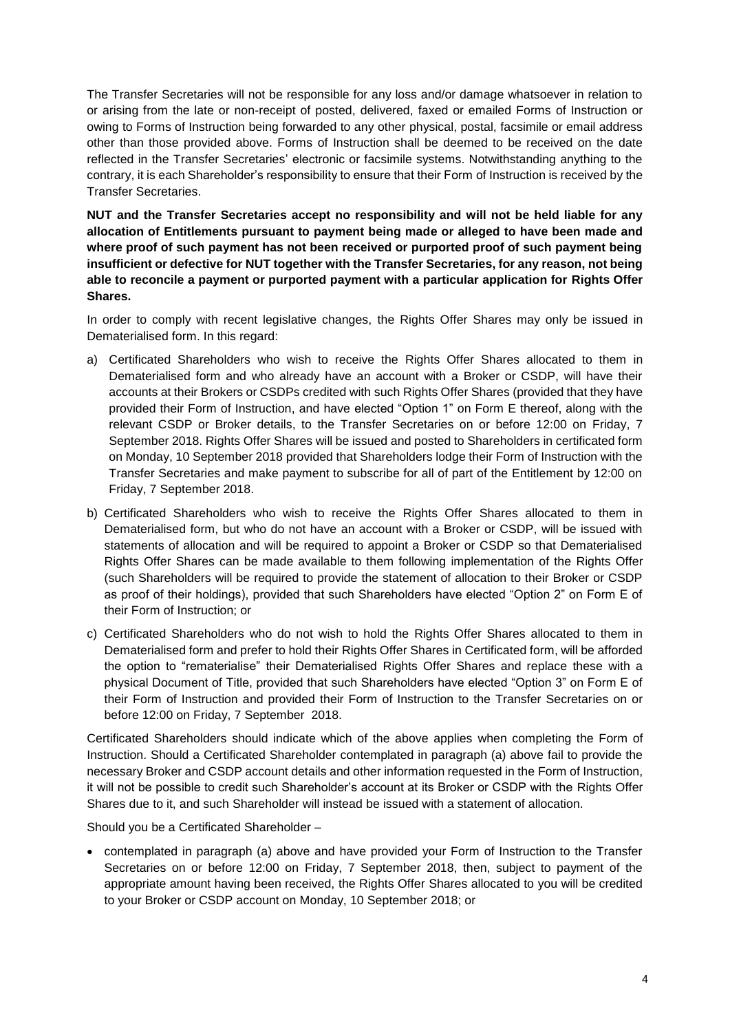The Transfer Secretaries will not be responsible for any loss and/or damage whatsoever in relation to or arising from the late or non-receipt of posted, delivered, faxed or emailed Forms of Instruction or owing to Forms of Instruction being forwarded to any other physical, postal, facsimile or email address other than those provided above. Forms of Instruction shall be deemed to be received on the date reflected in the Transfer Secretaries' electronic or facsimile systems. Notwithstanding anything to the contrary, it is each Shareholder's responsibility to ensure that their Form of Instruction is received by the Transfer Secretaries.

**NUT and the Transfer Secretaries accept no responsibility and will not be held liable for any allocation of Entitlements pursuant to payment being made or alleged to have been made and where proof of such payment has not been received or purported proof of such payment being insufficient or defective for NUT together with the Transfer Secretaries, for any reason, not being able to reconcile a payment or purported payment with a particular application for Rights Offer Shares.**

In order to comply with recent legislative changes, the Rights Offer Shares may only be issued in Dematerialised form. In this regard:

a) Certificated Shareholders who wish to receive the Rights Offer Shares allocated to them in Dematerialised form and who already have an account with a Broker or CSDP, will have their accounts at their Brokers or CSDPs credited with such Rights Offer Shares (provided that they have provided their Form of Instruction, and have elected "Option 1" on Form E thereof, along with the relevant CSDP or Broker details, to the Transfer Secretaries on or before 12:00 on Friday, 7 September 2018. Rights Offer Shares will be issued and posted to Shareholders in certificated form on Monday, 10 September 2018 provided that Shareholders lodge their Form of Instruction with the Transfer Secretaries and make payment to subscribe for all of part of the Entitlement by 12:00 on Friday, 7 September 2018.

b) Certificated Shareholders who wish to receive the Rights Offer Shares allocated to them in Dematerialised form, but who do not have an account with a Broker or CSDP, will be issued with statements of allocation and will be required to appoint a Broker or CSDP so that Dematerialised Rights Offer Shares can be made available to them following implementation of the Rights Offer (such Shareholders will be required to provide the statement of allocation to their Broker or CSDP as proof of their holdings), provided that such Shareholders have elected "Option 2" on Form E of their Form of Instruction; or

c) Certificated Shareholders who do not wish to hold the Rights Offer Shares allocated to them in Dematerialised form and prefer to hold their Rights Offer Shares in Certificated form, will be afforded the option to "rematerialise" their Dematerialised Rights Offer Shares and replace these with a physical Document of Title, provided that such Shareholders have elected "Option 3" on Form E of their Form of Instruction and provided their Form of Instruction to the Transfer Secretaries on or before 12:00 on Friday, 7 September 2018.

Certificated Shareholders should indicate which of the above applies when completing the Form of Instruction. Should a Certificated Shareholder contemplated in paragraph (a) above fail to provide the necessary Broker and CSDP account details and other information requested in the Form of Instruction, it will not be possible to credit such Shareholder's account at its Broker or CSDP with the Rights Offer Shares due to it, and such Shareholder will instead be issued with a statement of allocation.

Should you be a Certificated Shareholder –

- contemplated in paragraph (a) above and have provided your Form of Instruction to the Transfer Secretaries on or before 12:00 on Friday, 7 September 2018, then, subject to payment of the appropriate amount having been received, the Rights Offer Shares allocated to you will be credited to your Broker or CSDP account on Monday, 10 September 2018; or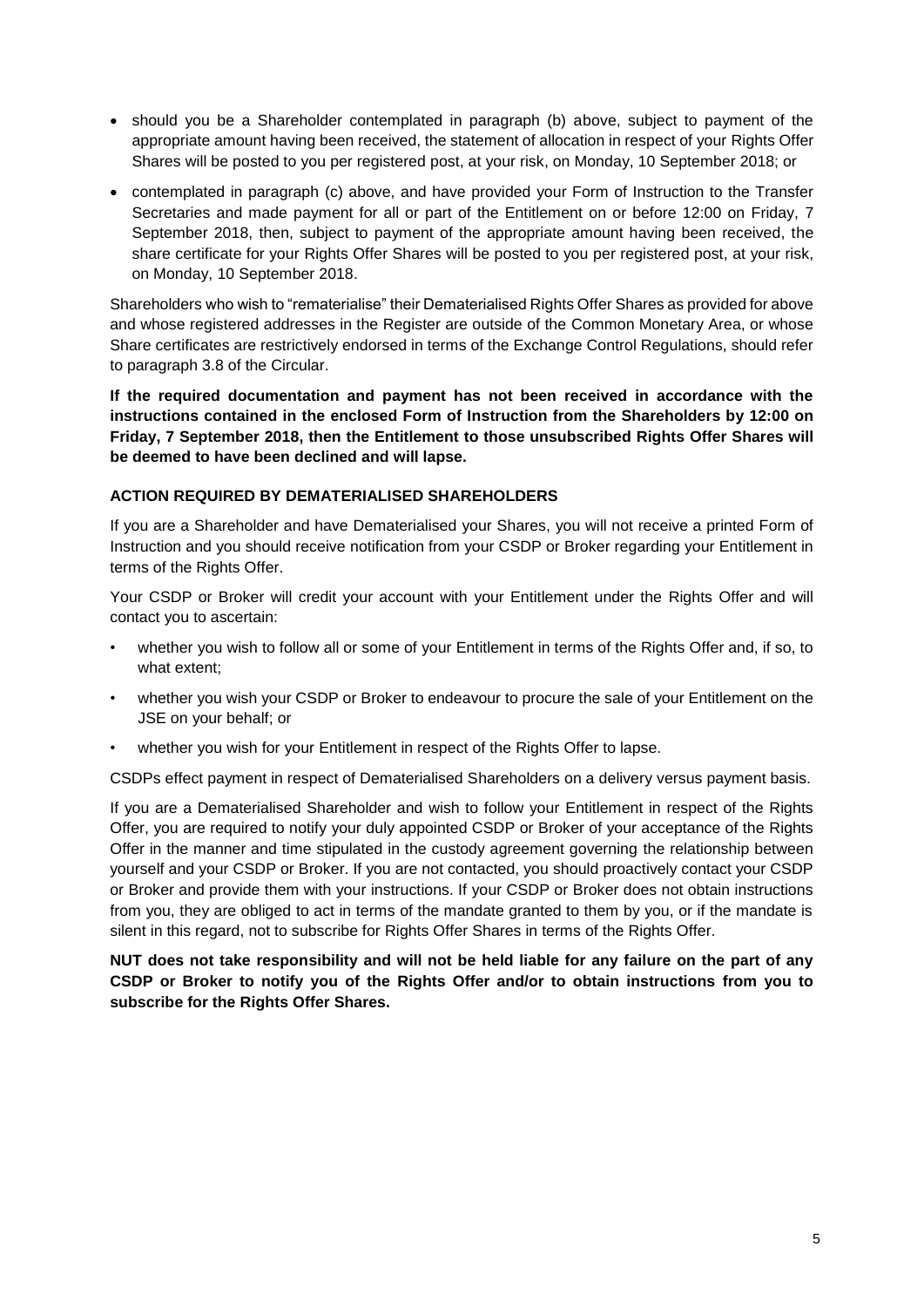- should you be a Shareholder contemplated in paragraph (b) above, subject to payment of the appropriate amount having been received, the statement of allocation in respect of your Rights Offer Shares will be posted to you per registered post, at your risk, on Monday, 10 September 2018; or
- contemplated in paragraph (c) above, and have provided your Form of Instruction to the Transfer Secretaries and made payment for all or part of the Entitlement on or before 12:00 on Friday, 7 September 2018, then, subject to payment of the appropriate amount having been received, the share certificate for your Rights Offer Shares will be posted to you per registered post, at your risk, on Monday, 10 September 2018.

Shareholders who wish to "rematerialise" their Dematerialised Rights Offer Shares as provided for above and whose registered addresses in the Register are outside of the Common Monetary Area, or whose Share certificates are restrictively endorsed in terms of the Exchange Control Regulations, should refer to paragraph 3.8 of the Circular.

**If the required documentation and payment has not been received in accordance with the instructions contained in the enclosed Form of Instruction from the Shareholders by 12:00 on Friday, 7 September 2018, then the Entitlement to those unsubscribed Rights Offer Shares will be deemed to have been declined and will lapse.**

**ACTION REQUIRED BY DEMATERIALISED SHAREHOLDERS**

If you are a Shareholder and have Dematerialised your Shares, you will not receive a printed Form of Instruction and you should receive notification from your CSDP or Broker regarding your Entitlement in terms of the Rights Offer.

Your CSDP or Broker will credit your account with your Entitlement under the Rights Offer and will contact you to ascertain:

- whether you wish to follow all or some of your Entitlement in terms of the Rights Offer and, if so, to what extent;
- whether you wish your CSDP or Broker to endeavour to procure the sale of your Entitlement on the JSE on your behalf; or
- whether you wish for your Entitlement in respect of the Rights Offer to lapse.

CSDPs effect payment in respect of Dematerialised Shareholders on a delivery versus payment basis.

If you are a Dematerialised Shareholder and wish to follow your Entitlement in respect of the Rights Offer, you are required to notify your duly appointed CSDP or Broker of your acceptance of the Rights Offer in the manner and time stipulated in the custody agreement governing the relationship between yourself and your CSDP or Broker. If you are not contacted, you should proactively contact your CSDP or Broker and provide them with your instructions. If your CSDP or Broker does not obtain instructions from you, they are obliged to act in terms of the mandate granted to them by you, or if the mandate is silent in this regard, not to subscribe for Rights Offer Shares in terms of the Rights Offer.

**NUT does not take responsibility and will not be held liable for any failure on the part of any CSDP or Broker to notify you of the Rights Offer and/or to obtain instructions from you to subscribe for the Rights Offer Shares.**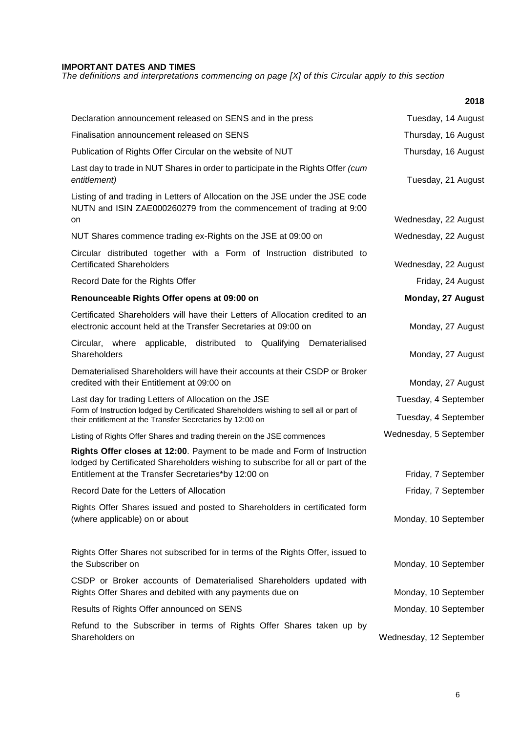**IMPORTANT DATES AND TIMES**

*The definitions and interpretations commencing on page [X] of this Circular apply to this section*

| | **2018** |
|---|---|
| Declaration announcement released on SENS and in the press | Tuesday, 14 August |
| Finalisation announcement released on SENS | Thursday, 16 August |
| Publication of Rights Offer Circular on the website of NUT | Thursday, 16 August |
| Last day to trade in NUT Shares in order to participate in the Rights Offer *(cum entitlement)* | Tuesday, 21 August |
| Listing of and trading in Letters of Allocation on the JSE under the JSE code NUTN and ISIN ZAE000260279 from the commencement of trading at 9:00 on | Wednesday, 22 August |
| NUT Shares commence trading ex-Rights on the JSE at 09:00 on | Wednesday, 22 August |
| Circular distributed together with a Form of Instruction distributed to Certificated Shareholders | Wednesday, 22 August |
| Record Date for the Rights Offer | Friday, 24 August |
| **Renounceable Rights Offer opens at 09:00 on** | **Monday, 27 August** |
| Certificated Shareholders will have their Letters of Allocation credited to an electronic account held at the Transfer Secretaries at 09:00 on | Monday, 27 August |
| Circular, where applicable, distributed to Qualifying Dematerialised Shareholders | Monday, 27 August |
| Dematerialised Shareholders will have their accounts at their CSDP or Broker credited with their Entitlement at 09:00 on | Monday, 27 August |
| Last day for trading Letters of Allocation on the JSE | Tuesday, 4 September |
| Form of Instruction lodged by Certificated Shareholders wishing to sell all or part of their entitlement at the Transfer Secretaries by 12:00 on | Tuesday, 4 September |
| Listing of Rights Offer Shares and trading therein on the JSE commences | Wednesday, 5 September |
| **Rights Offer closes at 12:00**. Payment to be made and Form of Instruction lodged by Certificated Shareholders wishing to subscribe for all or part of the Entitlement at the Transfer Secretaries*by 12:00 on | Friday, 7 September |
| Record Date for the Letters of Allocation | Friday, 7 September |
| Rights Offer Shares issued and posted to Shareholders in certificated form (where applicable) on or about | Monday, 10 September |
| Rights Offer Shares not subscribed for in terms of the Rights Offer, issued to the Subscriber on | Monday, 10 September |
| CSDP or Broker accounts of Dematerialised Shareholders updated with Rights Offer Shares and debited with any payments due on | Monday, 10 September |
| Results of Rights Offer announced on SENS | Monday, 10 September |
| Refund to the Subscriber in terms of Rights Offer Shares taken up by Shareholders on | Wednesday, 12 September |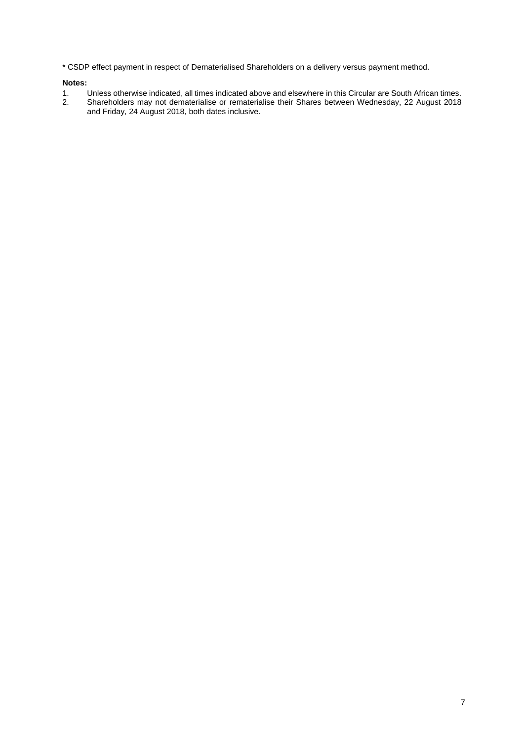* CSDP effect payment in respect of Dematerialised Shareholders on a delivery versus payment method.

**Notes:**

1. Unless otherwise indicated, all times indicated above and elsewhere in this Circular are South African times.
2. Shareholders may not dematerialise or rematerialise their Shares between Wednesday, 22 August 2018 and Friday, 24 August 2018, both dates inclusive.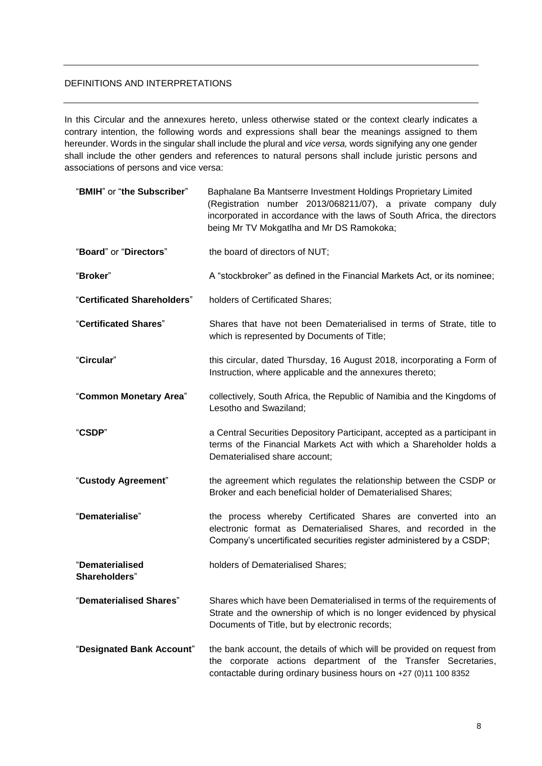## DEFINITIONS AND INTERPRETATIONS

In this Circular and the annexures hereto, unless otherwise stated or the context clearly indicates a contrary intention, the following words and expressions shall bear the meanings assigned to them hereunder. Words in the singular shall include the plural and *vice versa,* words signifying any one gender shall include the other genders and references to natural persons shall include juristic persons and associations of persons and vice versa:

| | |
|---|---|
| "**BMIH**" or "**the Subscriber**" | Baphalane Ba Mantserre Investment Holdings Proprietary Limited (Registration number 2013/068211/07), a private company duly incorporated in accordance with the laws of South Africa, the directors being Mr TV Mokgatlha and Mr DS Ramokoka; |
| "**Board**" or "**Directors**" | the board of directors of NUT; |
| "**Broker**" | A "stockbroker" as defined in the Financial Markets Act, or its nominee; |
| "**Certificated Shareholders**" | holders of Certificated Shares; |
| "**Certificated Shares**" | Shares that have not been Dematerialised in terms of Strate, title to which is represented by Documents of Title; |
| "**Circular**" | this circular, dated Thursday, 16 August 2018, incorporating a Form of Instruction, where applicable and the annexures thereto; |
| "**Common Monetary Area**" | collectively, South Africa, the Republic of Namibia and the Kingdoms of Lesotho and Swaziland; |
| "**CSDP**" | a Central Securities Depository Participant, accepted as a participant in terms of the Financial Markets Act with which a Shareholder holds a Dematerialised share account; |
| "**Custody Agreement**" | the agreement which regulates the relationship between the CSDP or Broker and each beneficial holder of Dematerialised Shares; |
| "**Dematerialise**" | the process whereby Certificated Shares are converted into an electronic format as Dematerialised Shares, and recorded in the Company's uncertificated securities register administered by a CSDP; |
| "**Dematerialised Shareholders**" | holders of Dematerialised Shares; |
| "**Dematerialised Shares**" | Shares which have been Dematerialised in terms of the requirements of Strate and the ownership of which is no longer evidenced by physical Documents of Title, but by electronic records; |
| "**Designated Bank Account**" | the bank account, the details of which will be provided on request from the corporate actions department of the Transfer Secretaries, contactable during ordinary business hours on +27 (0)11 100 8352 |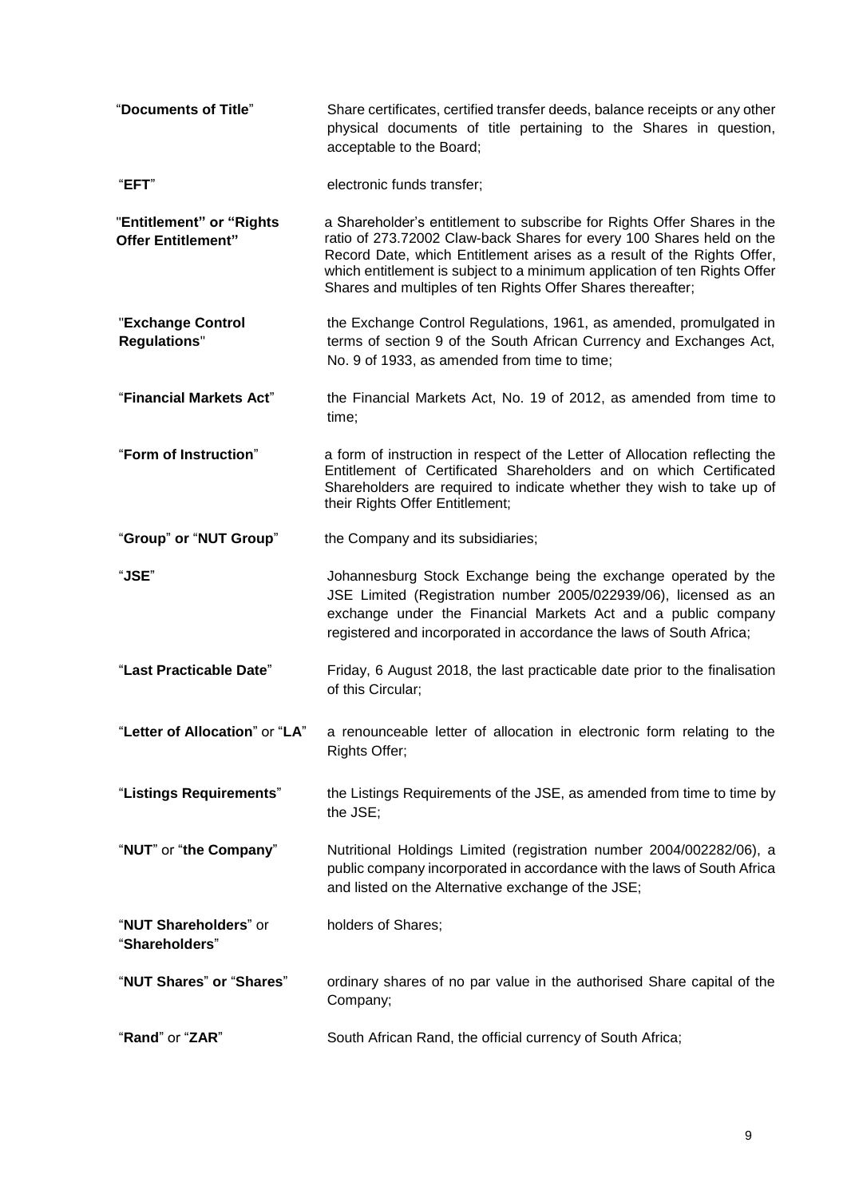| | |
|---|---|
| "**Documents of Title**" | Share certificates, certified transfer deeds, balance receipts or any other physical documents of title pertaining to the Shares in question, acceptable to the Board; |
| "**EFT**" | electronic funds transfer; |
| "**Entitlement" or "Rights Offer Entitlement"** | a Shareholder's entitlement to subscribe for Rights Offer Shares in the ratio of 273.72002 Claw-back Shares for every 100 Shares held on the Record Date, which Entitlement arises as a result of the Rights Offer, which entitlement is subject to a minimum application of ten Rights Offer Shares and multiples of ten Rights Offer Shares thereafter; |
| "**Exchange Control Regulations**" | the Exchange Control Regulations, 1961, as amended, promulgated in terms of section 9 of the South African Currency and Exchanges Act, No. 9 of 1933, as amended from time to time; |
| "**Financial Markets Act**" | the Financial Markets Act, No. 19 of 2012, as amended from time to time; |
| "**Form of Instruction**" | a form of instruction in respect of the Letter of Allocation reflecting the Entitlement of Certificated Shareholders and on which Certificated Shareholders are required to indicate whether they wish to take up of their Rights Offer Entitlement; |
| "**Group**" or "**NUT Group**" | the Company and its subsidiaries; |
| "**JSE**" | Johannesburg Stock Exchange being the exchange operated by the JSE Limited (Registration number 2005/022939/06), licensed as an exchange under the Financial Markets Act and a public company registered and incorporated in accordance the laws of South Africa; |
| "**Last Practicable Date**" | Friday, 6 August 2018, the last practicable date prior to the finalisation of this Circular; |
| "**Letter of Allocation**" or "**LA**" | a renounceable letter of allocation in electronic form relating to the Rights Offer; |
| "**Listings Requirements**" | the Listings Requirements of the JSE, as amended from time to time by the JSE; |
| "**NUT**" or "**the Company**" | Nutritional Holdings Limited (registration number 2004/002282/06), a public company incorporated in accordance with the laws of South Africa and listed on the Alternative exchange of the JSE; |
| "**NUT Shareholders**" or "**Shareholders**" | holders of Shares; |
| "**NUT Shares**" **or** "**Shares**" | ordinary shares of no par value in the authorised Share capital of the Company; |
| "**Rand**" or "**ZAR**" | South African Rand, the official currency of South Africa; |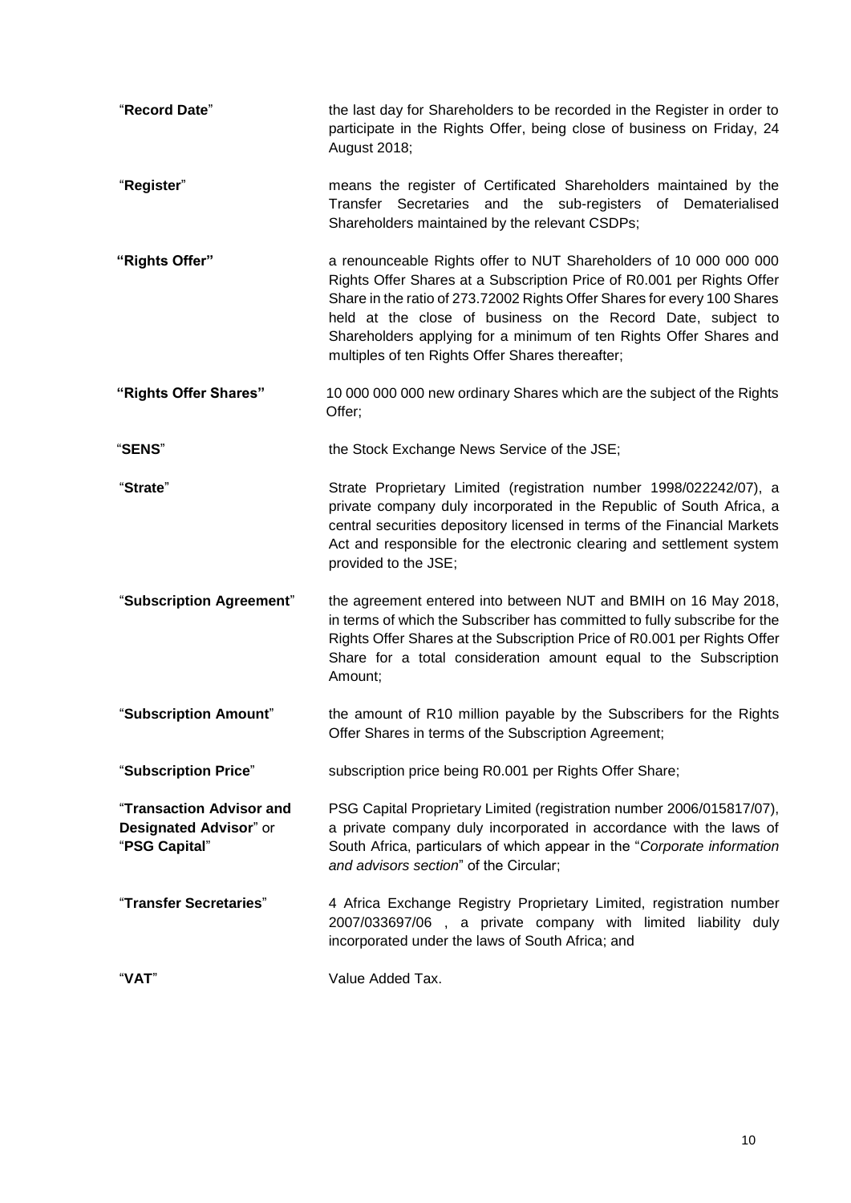| | |
|---|---|
| "**Record Date**" | the last day for Shareholders to be recorded in the Register in order to participate in the Rights Offer, being close of business on Friday, 24 August 2018; |
| "**Register**" | means the register of Certificated Shareholders maintained by the Transfer Secretaries and the sub-registers of Dematerialised Shareholders maintained by the relevant CSDPs; |
| **"Rights Offer"** | a renounceable Rights offer to NUT Shareholders of 10 000 000 000 Rights Offer Shares at a Subscription Price of R0.001 per Rights Offer Share in the ratio of 273.72002 Rights Offer Shares for every 100 Shares held at the close of business on the Record Date, subject to Shareholders applying for a minimum of ten Rights Offer Shares and multiples of ten Rights Offer Shares thereafter; |
| **"Rights Offer Shares"** | 10 000 000 000 new ordinary Shares which are the subject of the Rights Offer; |
| "**SENS**" | the Stock Exchange News Service of the JSE; |
| "**Strate**" | Strate Proprietary Limited (registration number 1998/022242/07), a private company duly incorporated in the Republic of South Africa, a central securities depository licensed in terms of the Financial Markets Act and responsible for the electronic clearing and settlement system provided to the JSE; |
| "**Subscription Agreement**" | the agreement entered into between NUT and BMIH on 16 May 2018, in terms of which the Subscriber has committed to fully subscribe for the Rights Offer Shares at the Subscription Price of R0.001 per Rights Offer Share for a total consideration amount equal to the Subscription Amount; |
| "**Subscription Amount**" | the amount of R10 million payable by the Subscribers for the Rights Offer Shares in terms of the Subscription Agreement; |
| "**Subscription Price**" | subscription price being R0.001 per Rights Offer Share; |
| "**Transaction Advisor and Designated Advisor**" or "**PSG Capital**" | PSG Capital Proprietary Limited (registration number 2006/015817/07), a private company duly incorporated in accordance with the laws of South Africa, particulars of which appear in the "*Corporate information and advisors section*" of the Circular; |
| "**Transfer Secretaries**" | 4 Africa Exchange Registry Proprietary Limited, registration number 2007/033697/06 , a private company with limited liability duly incorporated under the laws of South Africa; and |
| "**VAT**" | Value Added Tax. |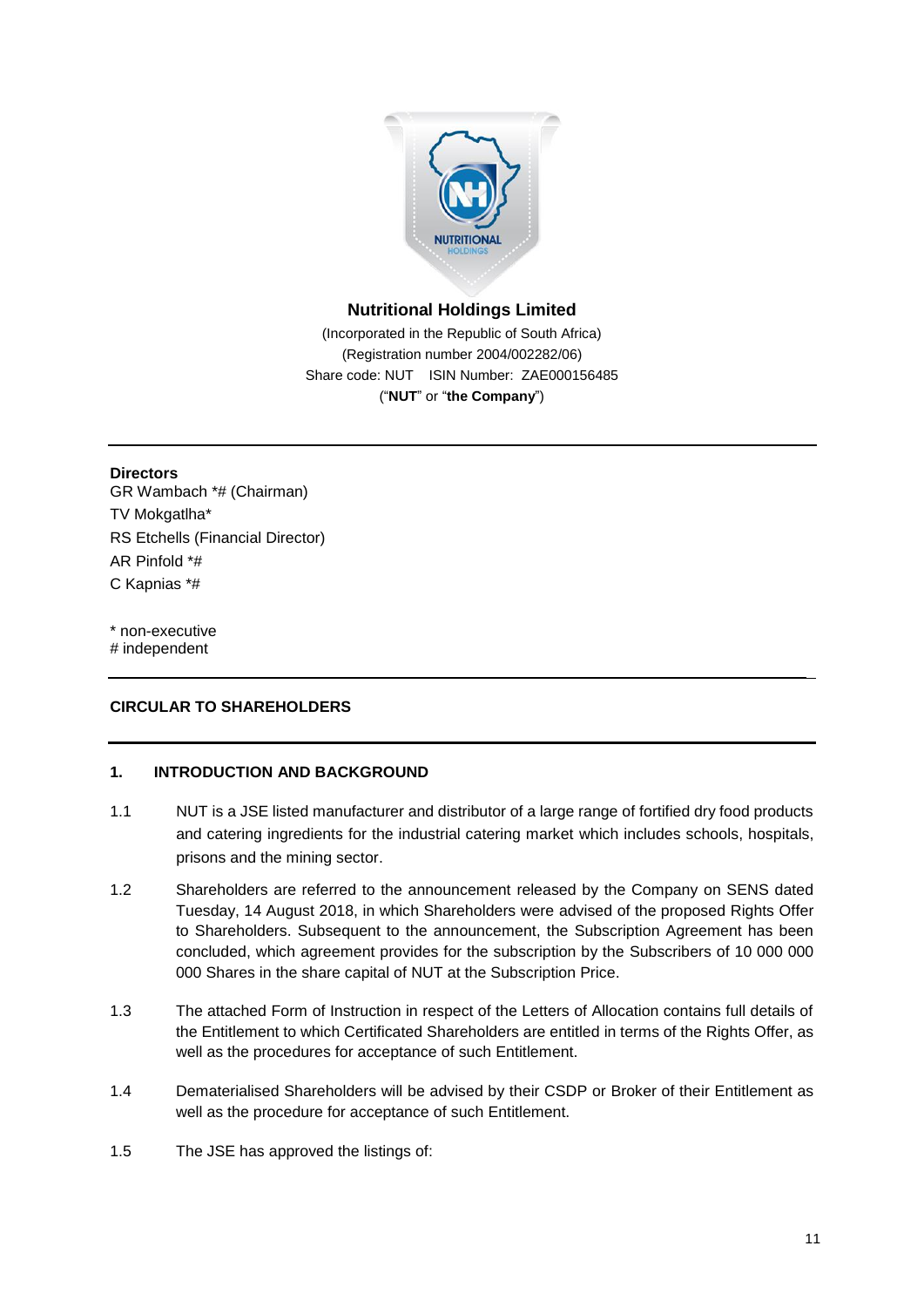**Nutritional Holdings Limited**

(Incorporated in the Republic of South Africa)
(Registration number 2004/002282/06)
Share code: NUT ISIN Number: ZAE000156485
("**NUT**" or "**the Company**")

---

**Directors**
GR Wambach *# (Chairman)
TV Mokgatlha*
RS Etchells (Financial Director)
AR Pinfold *#
C Kapnias *#

* non-executive
# independent

---

**CIRCULAR TO SHAREHOLDERS**

---

## 1. INTRODUCTION AND BACKGROUND

1.1 NUT is a JSE listed manufacturer and distributor of a large range of fortified dry food products and catering ingredients for the industrial catering market which includes schools, hospitals, prisons and the mining sector.

1.2 Shareholders are referred to the announcement released by the Company on SENS dated Tuesday, 14 August 2018, in which Shareholders were advised of the proposed Rights Offer to Shareholders. Subsequent to the announcement, the Subscription Agreement has been concluded, which agreement provides for the subscription by the Subscribers of 10 000 000 000 Shares in the share capital of NUT at the Subscription Price.

1.3 The attached Form of Instruction in respect of the Letters of Allocation contains full details of the Entitlement to which Certificated Shareholders are entitled in terms of the Rights Offer, as well as the procedures for acceptance of such Entitlement.

1.4 Dematerialised Shareholders will be advised by their CSDP or Broker of their Entitlement as well as the procedure for acceptance of such Entitlement.

1.5 The JSE has approved the listings of: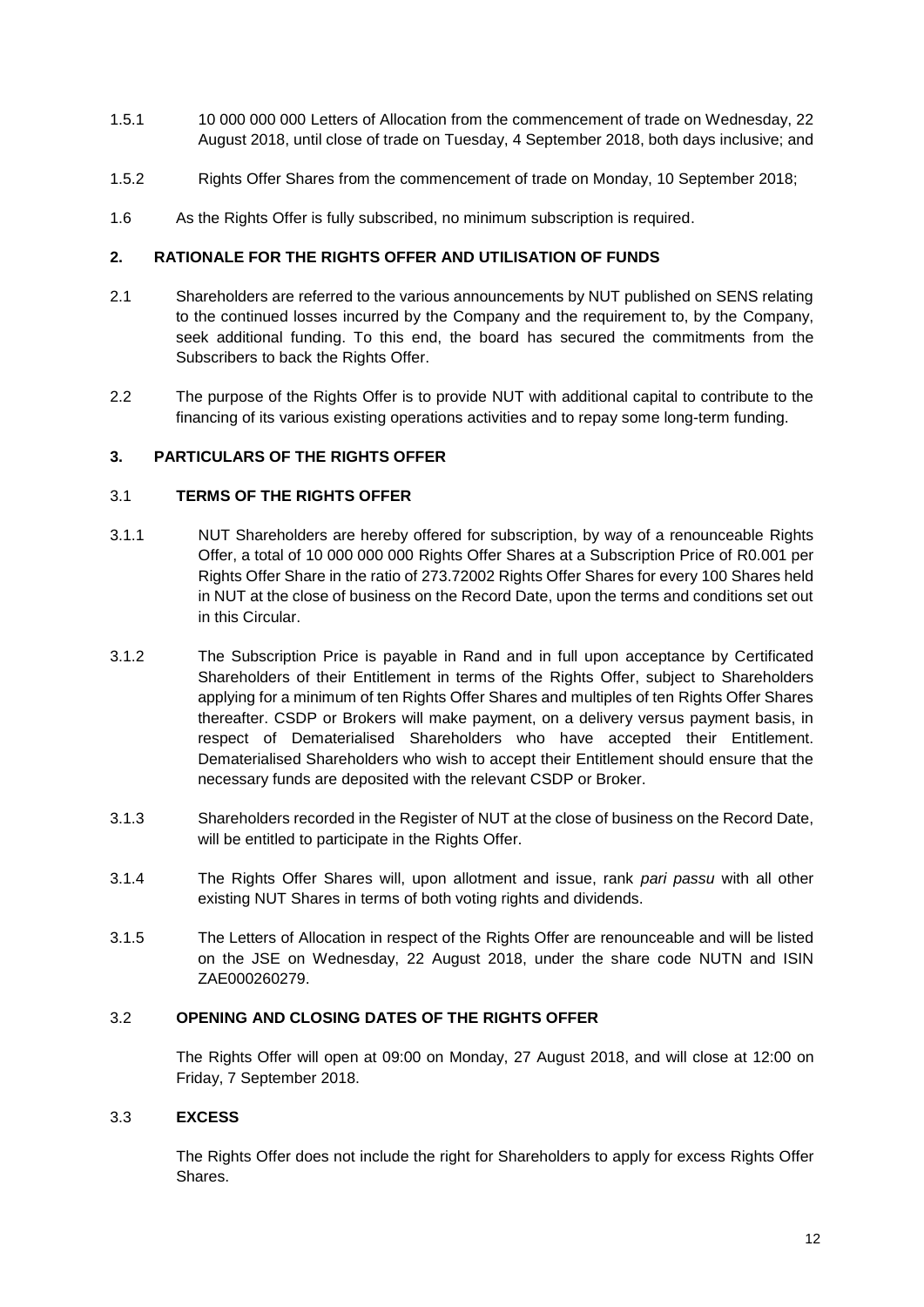1.5.1 10 000 000 000 Letters of Allocation from the commencement of trade on Wednesday, 22 August 2018, until close of trade on Tuesday, 4 September 2018, both days inclusive; and

1.5.2 Rights Offer Shares from the commencement of trade on Monday, 10 September 2018;

1.6 As the Rights Offer is fully subscribed, no minimum subscription is required.

## 2. RATIONALE FOR THE RIGHTS OFFER AND UTILISATION OF FUNDS

2.1 Shareholders are referred to the various announcements by NUT published on SENS relating to the continued losses incurred by the Company and the requirement to, by the Company, seek additional funding. To this end, the board has secured the commitments from the Subscribers to back the Rights Offer.

2.2 The purpose of the Rights Offer is to provide NUT with additional capital to contribute to the financing of its various existing operations activities and to repay some long-term funding.

## 3. PARTICULARS OF THE RIGHTS OFFER

### 3.1 TERMS OF THE RIGHTS OFFER

3.1.1 NUT Shareholders are hereby offered for subscription, by way of a renounceable Rights Offer, a total of 10 000 000 000 Rights Offer Shares at a Subscription Price of R0.001 per Rights Offer Share in the ratio of 273.72002 Rights Offer Shares for every 100 Shares held in NUT at the close of business on the Record Date, upon the terms and conditions set out in this Circular.

3.1.2 The Subscription Price is payable in Rand and in full upon acceptance by Certificated Shareholders of their Entitlement in terms of the Rights Offer, subject to Shareholders applying for a minimum of ten Rights Offer Shares and multiples of ten Rights Offer Shares thereafter. CSDP or Brokers will make payment, on a delivery versus payment basis, in respect of Dematerialised Shareholders who have accepted their Entitlement. Dematerialised Shareholders who wish to accept their Entitlement should ensure that the necessary funds are deposited with the relevant CSDP or Broker.

3.1.3 Shareholders recorded in the Register of NUT at the close of business on the Record Date, will be entitled to participate in the Rights Offer.

3.1.4 The Rights Offer Shares will, upon allotment and issue, rank *pari passu* with all other existing NUT Shares in terms of both voting rights and dividends.

3.1.5 The Letters of Allocation in respect of the Rights Offer are renounceable and will be listed on the JSE on Wednesday, 22 August 2018, under the share code NUTN and ISIN ZAE000260279.

### 3.2 OPENING AND CLOSING DATES OF THE RIGHTS OFFER

The Rights Offer will open at 09:00 on Monday, 27 August 2018, and will close at 12:00 on Friday, 7 September 2018.

### 3.3 EXCESS

The Rights Offer does not include the right for Shareholders to apply for excess Rights Offer Shares.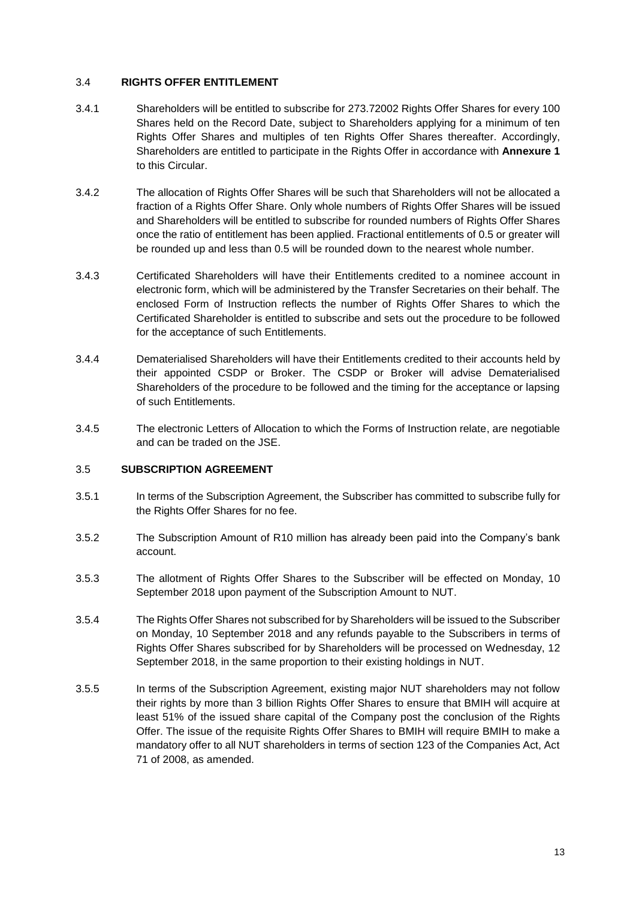### 3.4 RIGHTS OFFER ENTITLEMENT

3.4.1 Shareholders will be entitled to subscribe for 273.72002 Rights Offer Shares for every 100 Shares held on the Record Date, subject to Shareholders applying for a minimum of ten Rights Offer Shares and multiples of ten Rights Offer Shares thereafter. Accordingly, Shareholders are entitled to participate in the Rights Offer in accordance with **Annexure 1** to this Circular.

3.4.2 The allocation of Rights Offer Shares will be such that Shareholders will not be allocated a fraction of a Rights Offer Share. Only whole numbers of Rights Offer Shares will be issued and Shareholders will be entitled to subscribe for rounded numbers of Rights Offer Shares once the ratio of entitlement has been applied. Fractional entitlements of 0.5 or greater will be rounded up and less than 0.5 will be rounded down to the nearest whole number.

3.4.3 Certificated Shareholders will have their Entitlements credited to a nominee account in electronic form, which will be administered by the Transfer Secretaries on their behalf. The enclosed Form of Instruction reflects the number of Rights Offer Shares to which the Certificated Shareholder is entitled to subscribe and sets out the procedure to be followed for the acceptance of such Entitlements.

3.4.4 Dematerialised Shareholders will have their Entitlements credited to their accounts held by their appointed CSDP or Broker. The CSDP or Broker will advise Dematerialised Shareholders of the procedure to be followed and the timing for the acceptance or lapsing of such Entitlements.

3.4.5 The electronic Letters of Allocation to which the Forms of Instruction relate, are negotiable and can be traded on the JSE.

### 3.5 SUBSCRIPTION AGREEMENT

3.5.1 In terms of the Subscription Agreement, the Subscriber has committed to subscribe fully for the Rights Offer Shares for no fee.

3.5.2 The Subscription Amount of R10 million has already been paid into the Company's bank account.

3.5.3 The allotment of Rights Offer Shares to the Subscriber will be effected on Monday, 10 September 2018 upon payment of the Subscription Amount to NUT.

3.5.4 The Rights Offer Shares not subscribed for by Shareholders will be issued to the Subscriber on Monday, 10 September 2018 and any refunds payable to the Subscribers in terms of Rights Offer Shares subscribed for by Shareholders will be processed on Wednesday, 12 September 2018, in the same proportion to their existing holdings in NUT.

3.5.5 In terms of the Subscription Agreement, existing major NUT shareholders may not follow their rights by more than 3 billion Rights Offer Shares to ensure that BMIH will acquire at least 51% of the issued share capital of the Company post the conclusion of the Rights Offer. The issue of the requisite Rights Offer Shares to BMIH will require BMIH to make a mandatory offer to all NUT shareholders in terms of section 123 of the Companies Act, Act 71 of 2008, as amended.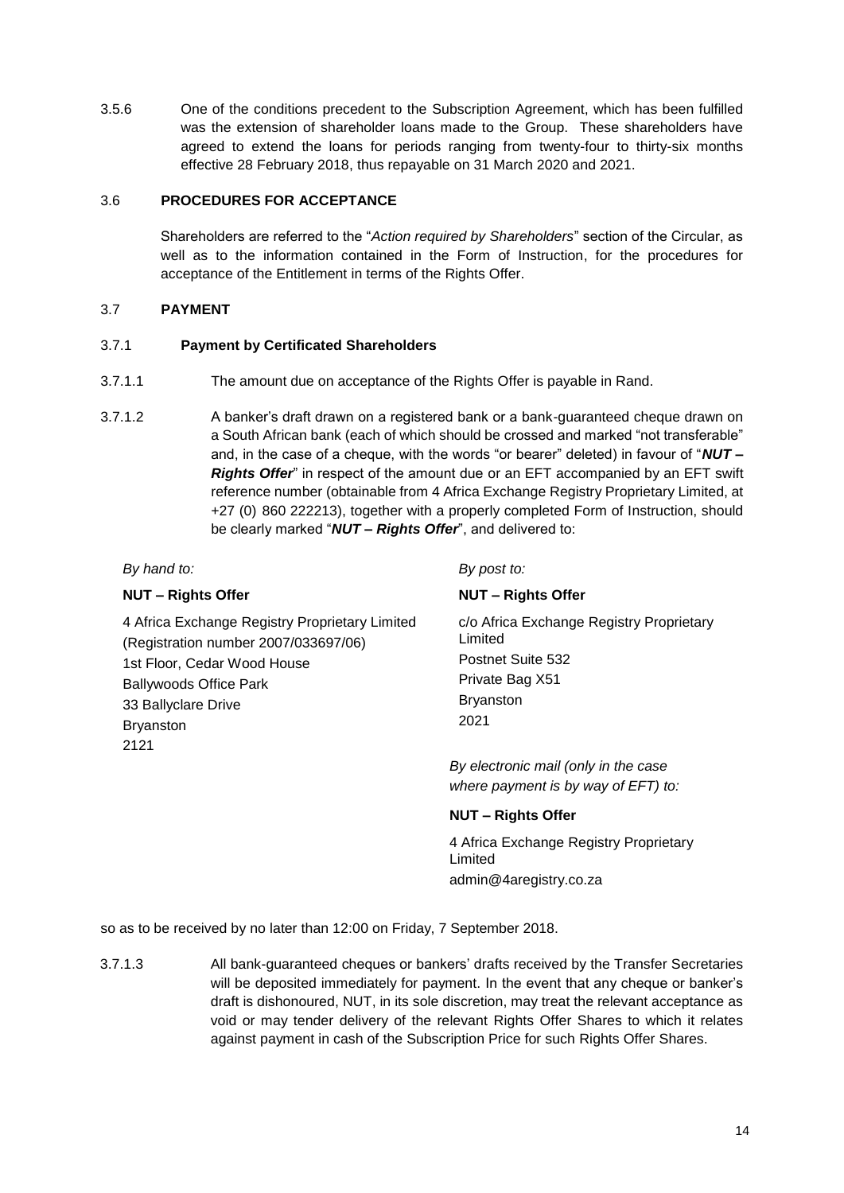3.5.6 One of the conditions precedent to the Subscription Agreement, which has been fulfilled was the extension of shareholder loans made to the Group. These shareholders have agreed to extend the loans for periods ranging from twenty-four to thirty-six months effective 28 February 2018, thus repayable on 31 March 2020 and 2021.

### 3.6 PROCEDURES FOR ACCEPTANCE

Shareholders are referred to the "*Action required by Shareholders*" section of the Circular, as well as to the information contained in the Form of Instruction, for the procedures for acceptance of the Entitlement in terms of the Rights Offer.

### 3.7 PAYMENT

#### 3.7.1 Payment by Certificated Shareholders

3.7.1.1 The amount due on acceptance of the Rights Offer is payable in Rand.

3.7.1.2 A banker's draft drawn on a registered bank or a bank-guaranteed cheque drawn on a South African bank (each of which should be crossed and marked "not transferable" and, in the case of a cheque, with the words "or bearer" deleted) in favour of "***NUT – Rights Offer***" in respect of the amount due or an EFT accompanied by an EFT swift reference number (obtainable from 4 Africa Exchange Registry Proprietary Limited, at +27 (0) 860 222213), together with a properly completed Form of Instruction, should be clearly marked "***NUT – Rights Offer***", and delivered to:

*By hand to:*

**NUT – Rights Offer**

4 Africa Exchange Registry Proprietary Limited
(Registration number 2007/033697/06)
1st Floor, Cedar Wood House
Ballywoods Office Park
33 Ballyclare Drive
Bryanston
2121

*By post to:*

**NUT – Rights Offer**

c/o Africa Exchange Registry Proprietary Limited
Postnet Suite 532
Private Bag X51
Bryanston
2021

*By electronic mail (only in the case where payment is by way of EFT) to:*

**NUT – Rights Offer**

4 Africa Exchange Registry Proprietary Limited
admin@4aregistry.co.za

so as to be received by no later than 12:00 on Friday, 7 September 2018.

3.7.1.3 All bank-guaranteed cheques or bankers' drafts received by the Transfer Secretaries will be deposited immediately for payment. In the event that any cheque or banker's draft is dishonoured, NUT, in its sole discretion, may treat the relevant acceptance as void or may tender delivery of the relevant Rights Offer Shares to which it relates against payment in cash of the Subscription Price for such Rights Offer Shares.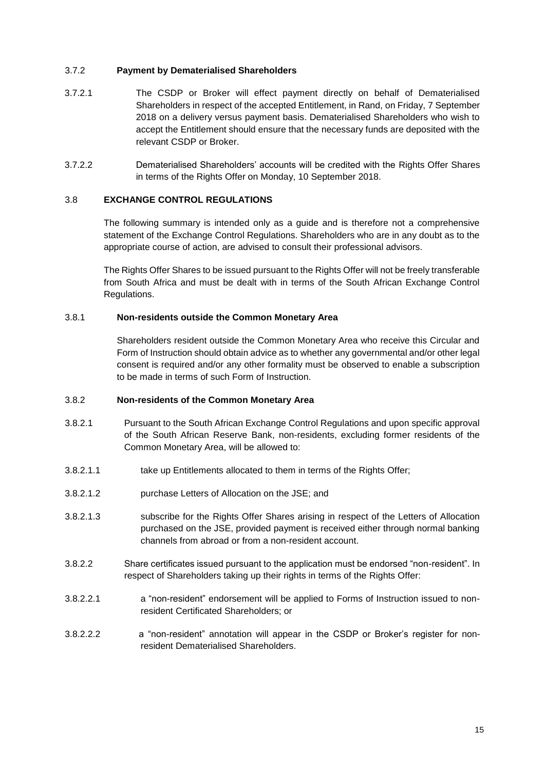### 3.7.2 **Payment by Dematerialised Shareholders**

3.7.2.1 The CSDP or Broker will effect payment directly on behalf of Dematerialised Shareholders in respect of the accepted Entitlement, in Rand, on Friday, 7 September 2018 on a delivery versus payment basis. Dematerialised Shareholders who wish to accept the Entitlement should ensure that the necessary funds are deposited with the relevant CSDP or Broker.

3.7.2.2 Dematerialised Shareholders' accounts will be credited with the Rights Offer Shares in terms of the Rights Offer on Monday, 10 September 2018.

## 3.8 **EXCHANGE CONTROL REGULATIONS**

The following summary is intended only as a guide and is therefore not a comprehensive statement of the Exchange Control Regulations. Shareholders who are in any doubt as to the appropriate course of action, are advised to consult their professional advisors.

The Rights Offer Shares to be issued pursuant to the Rights Offer will not be freely transferable from South Africa and must be dealt with in terms of the South African Exchange Control Regulations.

### 3.8.1 **Non-residents outside the Common Monetary Area**

Shareholders resident outside the Common Monetary Area who receive this Circular and Form of Instruction should obtain advice as to whether any governmental and/or other legal consent is required and/or any other formality must be observed to enable a subscription to be made in terms of such Form of Instruction.

### 3.8.2 **Non-residents of the Common Monetary Area**

3.8.2.1 Pursuant to the South African Exchange Control Regulations and upon specific approval of the South African Reserve Bank, non-residents, excluding former residents of the Common Monetary Area, will be allowed to:

3.8.2.1.1 take up Entitlements allocated to them in terms of the Rights Offer;

3.8.2.1.2 purchase Letters of Allocation on the JSE; and

3.8.2.1.3 subscribe for the Rights Offer Shares arising in respect of the Letters of Allocation purchased on the JSE, provided payment is received either through normal banking channels from abroad or from a non-resident account.

3.8.2.2 Share certificates issued pursuant to the application must be endorsed "non-resident". In respect of Shareholders taking up their rights in terms of the Rights Offer:

3.8.2.2.1 a "non-resident" endorsement will be applied to Forms of Instruction issued to non-resident Certificated Shareholders; or

3.8.2.2.2 a "non-resident" annotation will appear in the CSDP or Broker's register for non-resident Dematerialised Shareholders.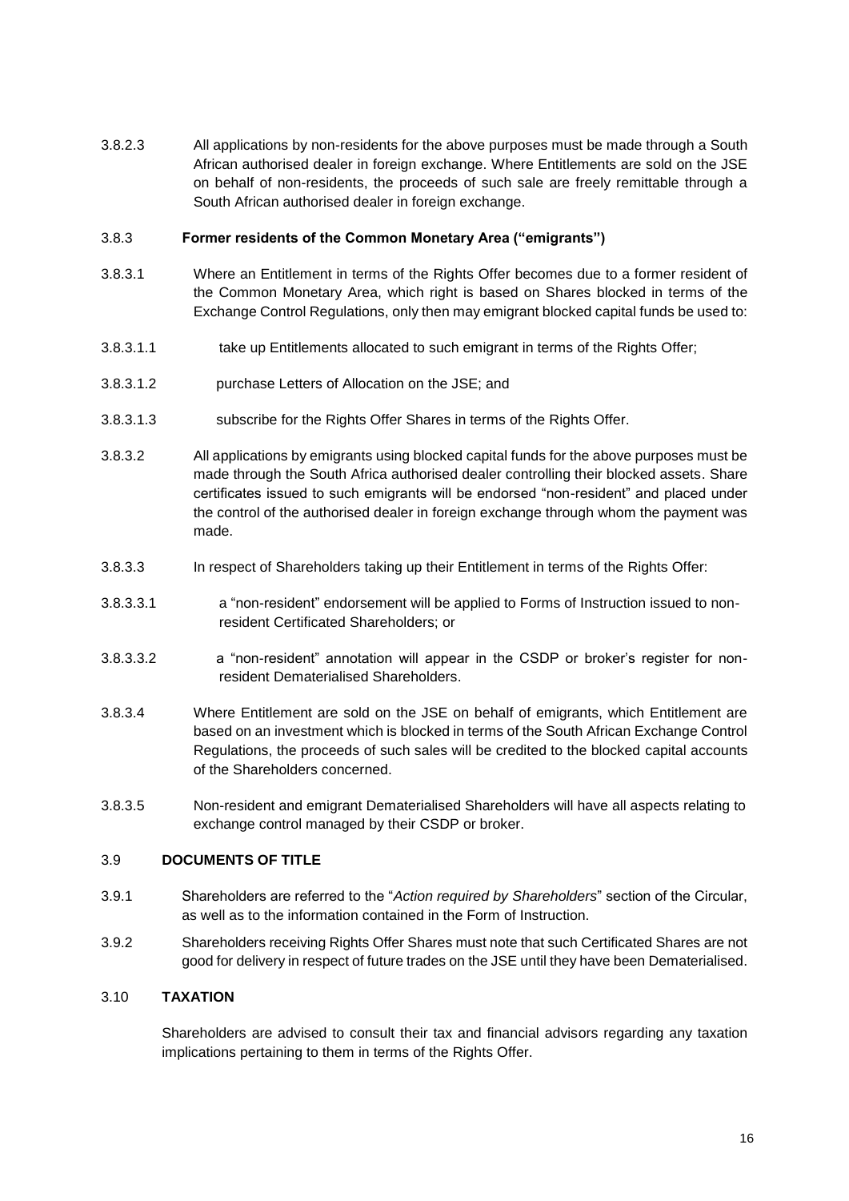3.8.2.3 All applications by non-residents for the above purposes must be made through a South African authorised dealer in foreign exchange. Where Entitlements are sold on the JSE on behalf of non-residents, the proceeds of such sale are freely remittable through a South African authorised dealer in foreign exchange.

### 3.8.3 **Former residents of the Common Monetary Area ("emigrants")**

3.8.3.1 Where an Entitlement in terms of the Rights Offer becomes due to a former resident of the Common Monetary Area, which right is based on Shares blocked in terms of the Exchange Control Regulations, only then may emigrant blocked capital funds be used to:

3.8.3.1.1 take up Entitlements allocated to such emigrant in terms of the Rights Offer;

3.8.3.1.2 purchase Letters of Allocation on the JSE; and

3.8.3.1.3 subscribe for the Rights Offer Shares in terms of the Rights Offer.

3.8.3.2 All applications by emigrants using blocked capital funds for the above purposes must be made through the South Africa authorised dealer controlling their blocked assets. Share certificates issued to such emigrants will be endorsed "non-resident" and placed under the control of the authorised dealer in foreign exchange through whom the payment was made.

3.8.3.3 In respect of Shareholders taking up their Entitlement in terms of the Rights Offer:

3.8.3.3.1 a "non-resident" endorsement will be applied to Forms of Instruction issued to non-resident Certificated Shareholders; or

3.8.3.3.2 a "non-resident" annotation will appear in the CSDP or broker's register for non-resident Dematerialised Shareholders.

3.8.3.4 Where Entitlement are sold on the JSE on behalf of emigrants, which Entitlement are based on an investment which is blocked in terms of the South African Exchange Control Regulations, the proceeds of such sales will be credited to the blocked capital accounts of the Shareholders concerned.

3.8.3.5 Non-resident and emigrant Dematerialised Shareholders will have all aspects relating to exchange control managed by their CSDP or broker.

## 3.9 **DOCUMENTS OF TITLE**

3.9.1 Shareholders are referred to the "*Action required by Shareholders*" section of the Circular, as well as to the information contained in the Form of Instruction.

3.9.2 Shareholders receiving Rights Offer Shares must note that such Certificated Shares are not good for delivery in respect of future trades on the JSE until they have been Dematerialised.

## 3.10 **TAXATION**

Shareholders are advised to consult their tax and financial advisors regarding any taxation implications pertaining to them in terms of the Rights Offer.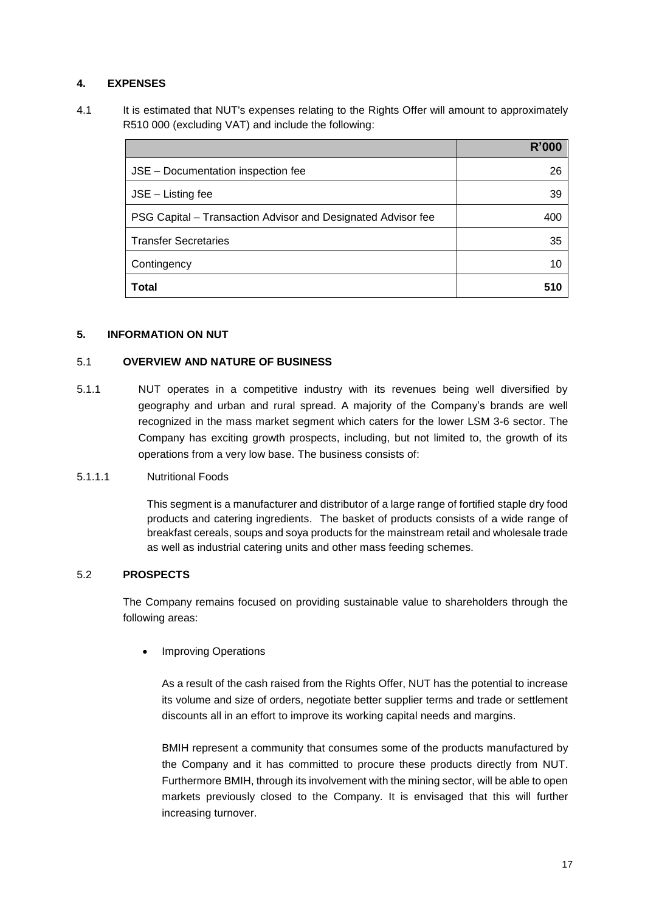## 4. EXPENSES

4.1 It is estimated that NUT's expenses relating to the Rights Offer will amount to approximately R510 000 (excluding VAT) and include the following:

| | R'000 |
|---|---:|
| JSE – Documentation inspection fee | 26 |
| JSE – Listing fee | 39 |
| PSG Capital – Transaction Advisor and Designated Advisor fee | 400 |
| Transfer Secretaries | 35 |
| Contingency | 10 |
| **Total** | **510** |

## 5. INFORMATION ON NUT

### 5.1 OVERVIEW AND NATURE OF BUSINESS

5.1.1 NUT operates in a competitive industry with its revenues being well diversified by geography and urban and rural spread. A majority of the Company's brands are well recognized in the mass market segment which caters for the lower LSM 3-6 sector. The Company has exciting growth prospects, including, but not limited to, the growth of its operations from a very low base. The business consists of:

5.1.1.1 Nutritional Foods

This segment is a manufacturer and distributor of a large range of fortified staple dry food products and catering ingredients. The basket of products consists of a wide range of breakfast cereals, soups and soya products for the mainstream retail and wholesale trade as well as industrial catering units and other mass feeding schemes.

### 5.2 PROSPECTS

The Company remains focused on providing sustainable value to shareholders through the following areas:

- Improving Operations

  As a result of the cash raised from the Rights Offer, NUT has the potential to increase its volume and size of orders, negotiate better supplier terms and trade or settlement discounts all in an effort to improve its working capital needs and margins.

  BMIH represent a community that consumes some of the products manufactured by the Company and it has committed to procure these products directly from NUT. Furthermore BMIH, through its involvement with the mining sector, will be able to open markets previously closed to the Company. It is envisaged that this will further increasing turnover.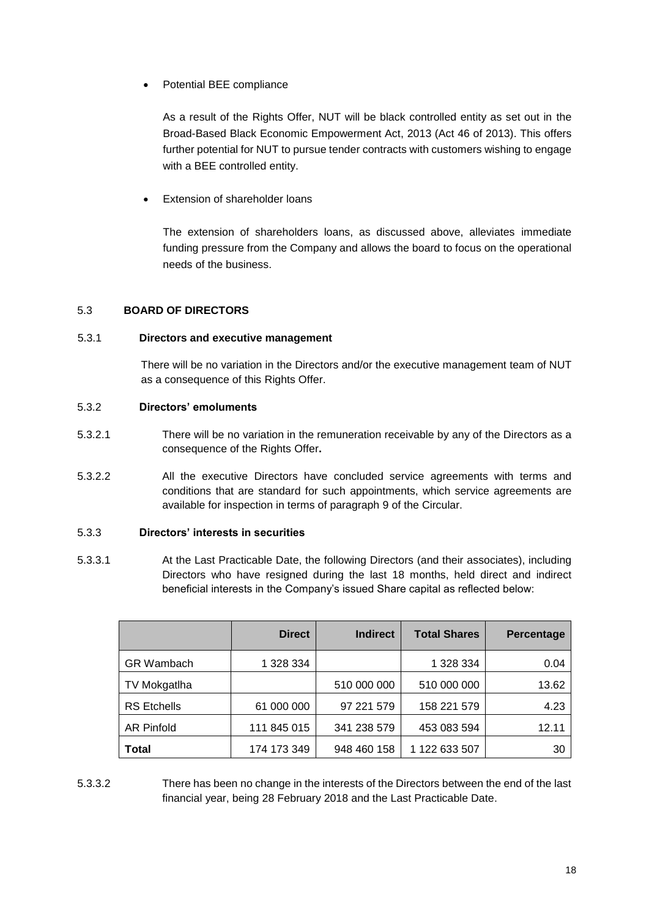- Potential BEE compliance

  As a result of the Rights Offer, NUT will be black controlled entity as set out in the Broad-Based Black Economic Empowerment Act, 2013 (Act 46 of 2013). This offers further potential for NUT to pursue tender contracts with customers wishing to engage with a BEE controlled entity.

- Extension of shareholder loans

  The extension of shareholders loans, as discussed above, alleviates immediate funding pressure from the Company and allows the board to focus on the operational needs of the business.

## 5.3 BOARD OF DIRECTORS

### 5.3.1 Directors and executive management

There will be no variation in the Directors and/or the executive management team of NUT as a consequence of this Rights Offer.

### 5.3.2 Directors' emoluments

5.3.2.1 There will be no variation in the remuneration receivable by any of the Directors as a consequence of the Rights Offer**.**

5.3.2.2 All the executive Directors have concluded service agreements with terms and conditions that are standard for such appointments, which service agreements are available for inspection in terms of paragraph 9 of the Circular.

### 5.3.3 Directors' interests in securities

5.3.3.1 At the Last Practicable Date, the following Directors (and their associates), including Directors who have resigned during the last 18 months, held direct and indirect beneficial interests in the Company's issued Share capital as reflected below:

| | Direct | Indirect | Total Shares | Percentage |
|---|---|---|---|---|
| GR Wambach | 1 328 334 | | 1 328 334 | 0.04 |
| TV Mokgatlha | | 510 000 000 | 510 000 000 | 13.62 |
| RS Etchells | 61 000 000 | 97 221 579 | 158 221 579 | 4.23 |
| AR Pinfold | 111 845 015 | 341 238 579 | 453 083 594 | 12.11 |
| **Total** | 174 173 349 | 948 460 158 | 1 122 633 507 | 30 |

5.3.3.2 There has been no change in the interests of the Directors between the end of the last financial year, being 28 February 2018 and the Last Practicable Date.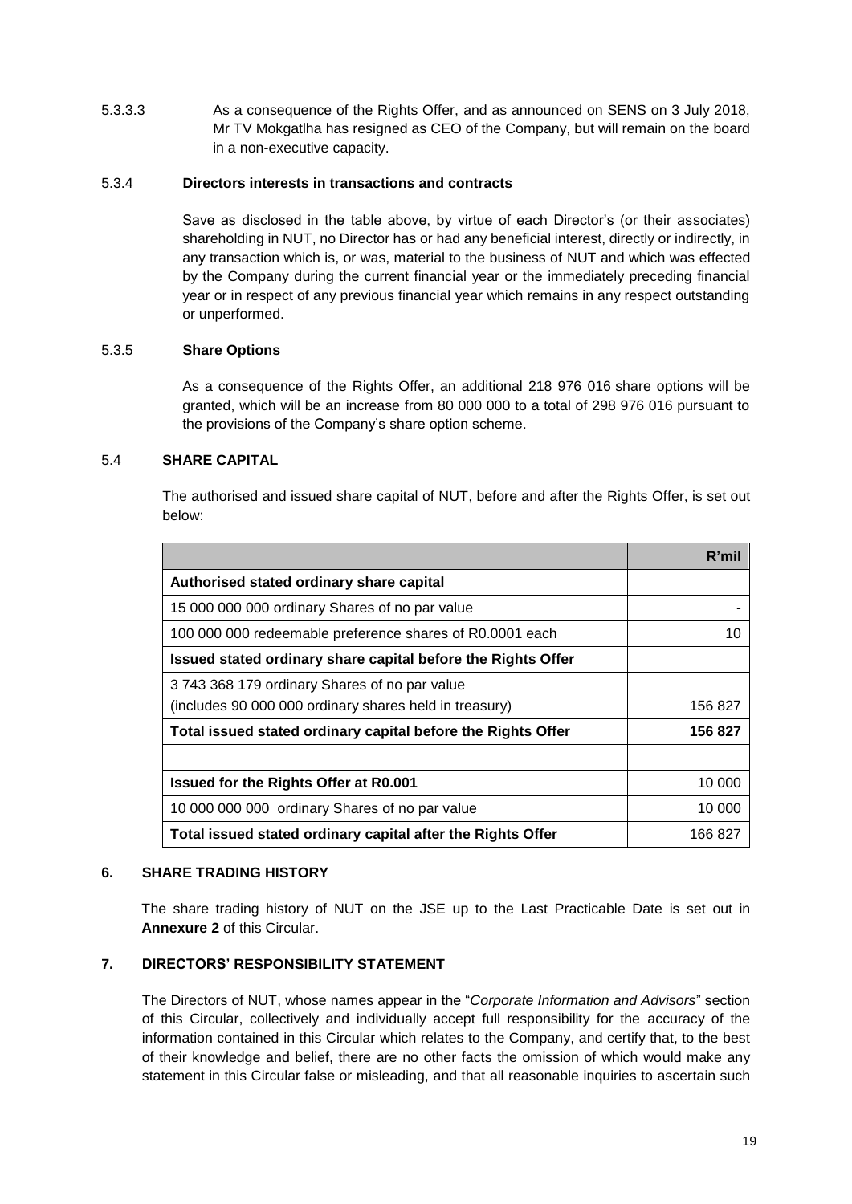5.3.3.3 As a consequence of the Rights Offer, and as announced on SENS on 3 July 2018, Mr TV Mokgatlha has resigned as CEO of the Company, but will remain on the board in a non-executive capacity.

#### 5.3.4 Directors interests in transactions and contracts

Save as disclosed in the table above, by virtue of each Director's (or their associates) shareholding in NUT, no Director has or had any beneficial interest, directly or indirectly, in any transaction which is, or was, material to the business of NUT and which was effected by the Company during the current financial year or the immediately preceding financial year or in respect of any previous financial year which remains in any respect outstanding or unperformed.

#### 5.3.5 Share Options

As a consequence of the Rights Offer, an additional 218 976 016 share options will be granted, which will be an increase from 80 000 000 to a total of 298 976 016 pursuant to the provisions of the Company's share option scheme.

### 5.4 SHARE CAPITAL

The authorised and issued share capital of NUT, before and after the Rights Offer, is set out below:

| | R'mil |
|---|---|
| **Authorised stated ordinary share capital** | |
| 15 000 000 000 ordinary Shares of no par value | - |
| 100 000 000 redeemable preference shares of R0.0001 each | 10 |
| **Issued stated ordinary share capital before the Rights Offer** | |
| 3 743 368 179 ordinary Shares of no par value (includes 90 000 000 ordinary shares held in treasury) | 156 827 |
| **Total issued stated ordinary capital before the Rights Offer** | **156 827** |
| | |
| **Issued for the Rights Offer at R0.001** | 10 000 |
| 10 000 000 000 ordinary Shares of no par value | 10 000 |
| **Total issued stated ordinary capital after the Rights Offer** | 166 827 |

## 6. SHARE TRADING HISTORY

The share trading history of NUT on the JSE up to the Last Practicable Date is set out in **Annexure 2** of this Circular.

## 7. DIRECTORS' RESPONSIBILITY STATEMENT

The Directors of NUT, whose names appear in the "*Corporate Information and Advisors*" section of this Circular, collectively and individually accept full responsibility for the accuracy of the information contained in this Circular which relates to the Company, and certify that, to the best of their knowledge and belief, there are no other facts the omission of which would make any statement in this Circular false or misleading, and that all reasonable inquiries to ascertain such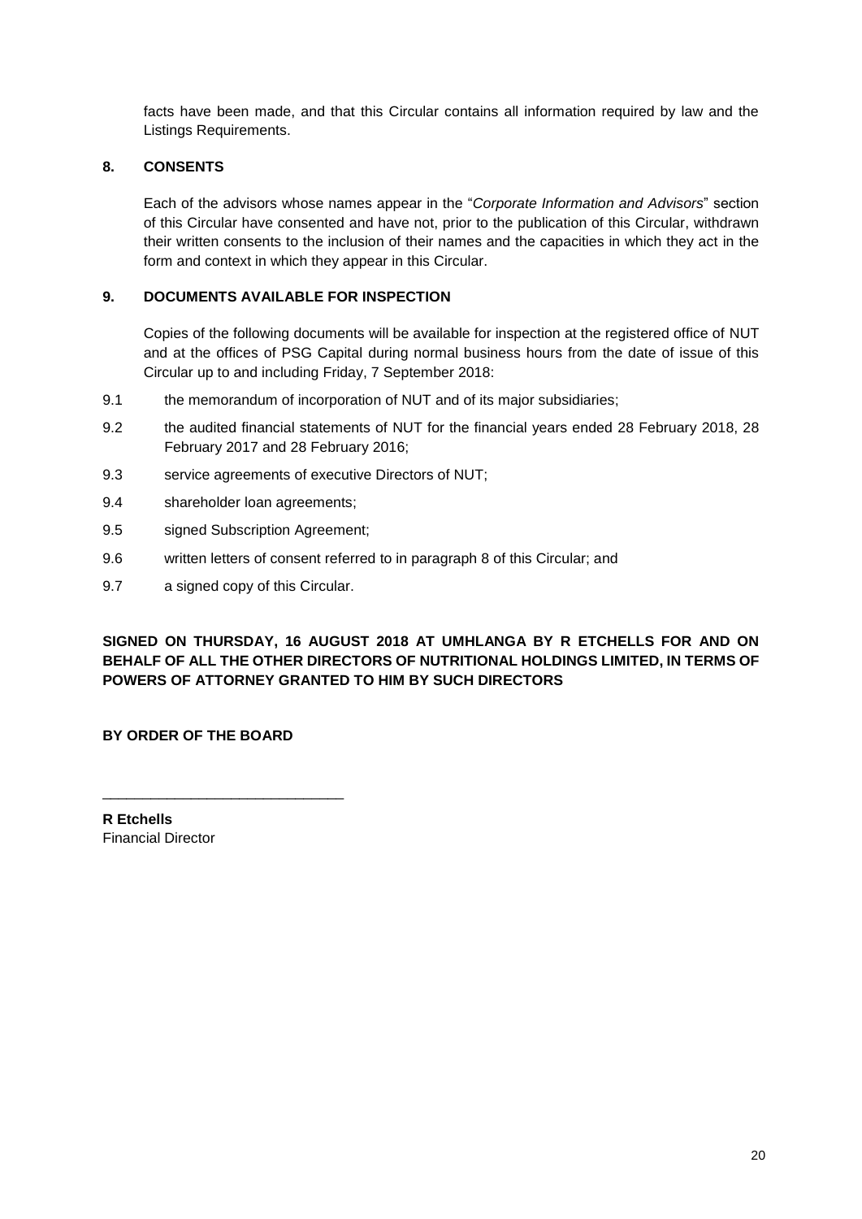facts have been made, and that this Circular contains all information required by law and the Listings Requirements.

## 8. CONSENTS

Each of the advisors whose names appear in the "*Corporate Information and Advisors*" section of this Circular have consented and have not, prior to the publication of this Circular, withdrawn their written consents to the inclusion of their names and the capacities in which they act in the form and context in which they appear in this Circular.

## 9. DOCUMENTS AVAILABLE FOR INSPECTION

Copies of the following documents will be available for inspection at the registered office of NUT and at the offices of PSG Capital during normal business hours from the date of issue of this Circular up to and including Friday, 7 September 2018:

9.1 the memorandum of incorporation of NUT and of its major subsidiaries;

9.2 the audited financial statements of NUT for the financial years ended 28 February 2018, 28 February 2017 and 28 February 2016;

9.3 service agreements of executive Directors of NUT;

9.4 shareholder loan agreements;

9.5 signed Subscription Agreement;

9.6 written letters of consent referred to in paragraph 8 of this Circular; and

9.7 a signed copy of this Circular.

**SIGNED ON THURSDAY, 16 AUGUST 2018 AT UMHLANGA BY R ETCHELLS FOR AND ON BEHALF OF ALL THE OTHER DIRECTORS OF NUTRITIONAL HOLDINGS LIMITED, IN TERMS OF POWERS OF ATTORNEY GRANTED TO HIM BY SUCH DIRECTORS**

**BY ORDER OF THE BOARD**

______________________________

**R Etchells**
Financial Director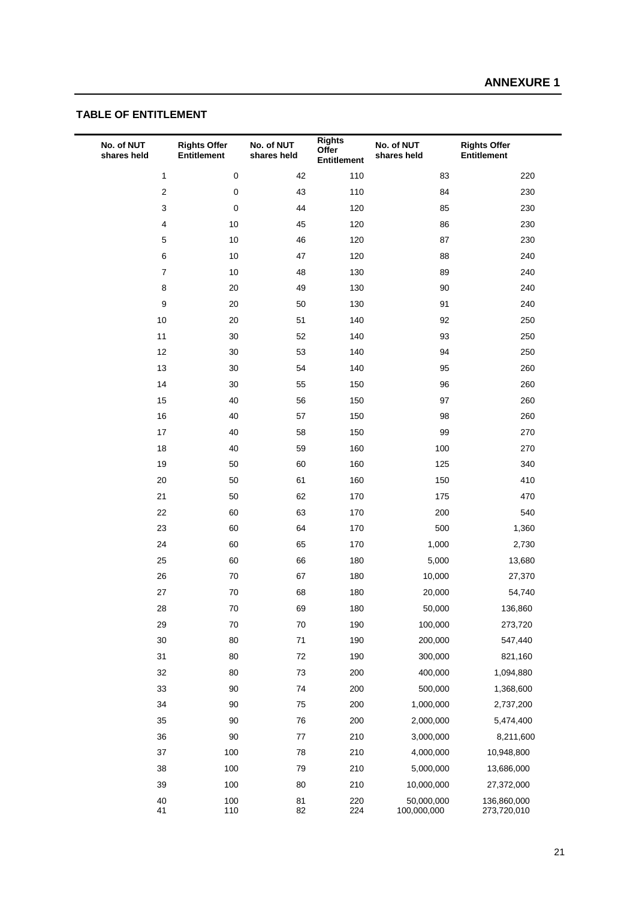# ANNEXURE 1

## TABLE OF ENTITLEMENT

| No. of NUT shares held | Rights Offer Entitlement | No. of NUT shares held | Rights Offer Entitlement | No. of NUT shares held | Rights Offer Entitlement |
|---|---|---|---|---|---|
| 1 | 0 | 42 | 110 | 83 | 220 |
| 2 | 0 | 43 | 110 | 84 | 230 |
| 3 | 0 | 44 | 120 | 85 | 230 |
| 4 | 10 | 45 | 120 | 86 | 230 |
| 5 | 10 | 46 | 120 | 87 | 230 |
| 6 | 10 | 47 | 120 | 88 | 240 |
| 7 | 10 | 48 | 130 | 89 | 240 |
| 8 | 20 | 49 | 130 | 90 | 240 |
| 9 | 20 | 50 | 130 | 91 | 240 |
| 10 | 20 | 51 | 140 | 92 | 250 |
| 11 | 30 | 52 | 140 | 93 | 250 |
| 12 | 30 | 53 | 140 | 94 | 250 |
| 13 | 30 | 54 | 140 | 95 | 260 |
| 14 | 30 | 55 | 150 | 96 | 260 |
| 15 | 40 | 56 | 150 | 97 | 260 |
| 16 | 40 | 57 | 150 | 98 | 260 |
| 17 | 40 | 58 | 150 | 99 | 270 |
| 18 | 40 | 59 | 160 | 100 | 270 |
| 19 | 50 | 60 | 160 | 125 | 340 |
| 20 | 50 | 61 | 160 | 150 | 410 |
| 21 | 50 | 62 | 170 | 175 | 470 |
| 22 | 60 | 63 | 170 | 200 | 540 |
| 23 | 60 | 64 | 170 | 500 | 1,360 |
| 24 | 60 | 65 | 170 | 1,000 | 2,730 |
| 25 | 60 | 66 | 180 | 5,000 | 13,680 |
| 26 | 70 | 67 | 180 | 10,000 | 27,370 |
| 27 | 70 | 68 | 180 | 20,000 | 54,740 |
| 28 | 70 | 69 | 180 | 50,000 | 136,860 |
| 29 | 70 | 70 | 190 | 100,000 | 273,720 |
| 30 | 80 | 71 | 190 | 200,000 | 547,440 |
| 31 | 80 | 72 | 190 | 300,000 | 821,160 |
| 32 | 80 | 73 | 200 | 400,000 | 1,094,880 |
| 33 | 90 | 74 | 200 | 500,000 | 1,368,600 |
| 34 | 90 | 75 | 200 | 1,000,000 | 2,737,200 |
| 35 | 90 | 76 | 200 | 2,000,000 | 5,474,400 |
| 36 | 90 | 77 | 210 | 3,000,000 | 8,211,600 |
| 37 | 100 | 78 | 210 | 4,000,000 | 10,948,800 |
| 38 | 100 | 79 | 210 | 5,000,000 | 13,686,000 |
| 39 | 100 | 80 | 210 | 10,000,000 | 27,372,000 |
| 40 | 100 | 81 | 220 | 50,000,000 | 136,860,000 |
| 41 | 110 | 82 | 224 | 100,000,000 | 273,720,010 |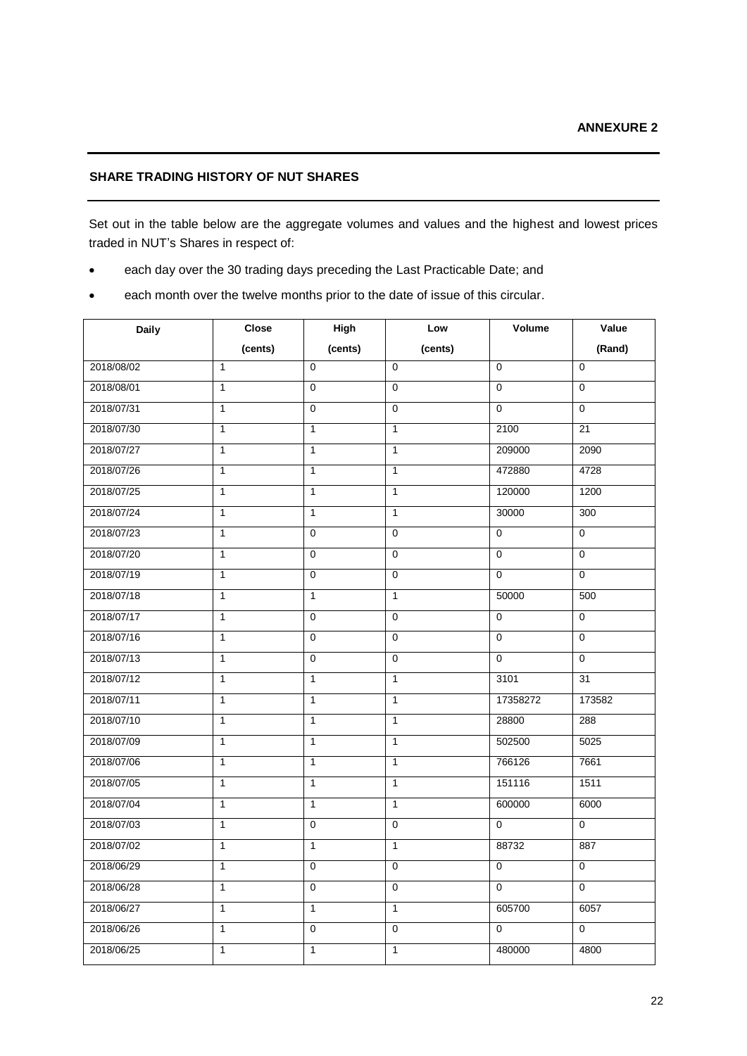**ANNEXURE 2**

## SHARE TRADING HISTORY OF NUT SHARES

Set out in the table below are the aggregate volumes and values and the highest and lowest prices traded in NUT's Shares in respect of:

- each day over the 30 trading days preceding the Last Practicable Date; and
- each month over the twelve months prior to the date of issue of this circular.

| Daily | Close (cents) | High (cents) | Low (cents) | Volume | Value (Rand) |
|---|---|---|---|---|---|
| 2018/08/02 | 1 | 0 | 0 | 0 | 0 |
| 2018/08/01 | 1 | 0 | 0 | 0 | 0 |
| 2018/07/31 | 1 | 0 | 0 | 0 | 0 |
| 2018/07/30 | 1 | 1 | 1 | 2100 | 21 |
| 2018/07/27 | 1 | 1 | 1 | 209000 | 2090 |
| 2018/07/26 | 1 | 1 | 1 | 472880 | 4728 |
| 2018/07/25 | 1 | 1 | 1 | 120000 | 1200 |
| 2018/07/24 | 1 | 1 | 1 | 30000 | 300 |
| 2018/07/23 | 1 | 0 | 0 | 0 | 0 |
| 2018/07/20 | 1 | 0 | 0 | 0 | 0 |
| 2018/07/19 | 1 | 0 | 0 | 0 | 0 |
| 2018/07/18 | 1 | 1 | 1 | 50000 | 500 |
| 2018/07/17 | 1 | 0 | 0 | 0 | 0 |
| 2018/07/16 | 1 | 0 | 0 | 0 | 0 |
| 2018/07/13 | 1 | 0 | 0 | 0 | 0 |
| 2018/07/12 | 1 | 1 | 1 | 3101 | 31 |
| 2018/07/11 | 1 | 1 | 1 | 17358272 | 173582 |
| 2018/07/10 | 1 | 1 | 1 | 28800 | 288 |
| 2018/07/09 | 1 | 1 | 1 | 502500 | 5025 |
| 2018/07/06 | 1 | 1 | 1 | 766126 | 7661 |
| 2018/07/05 | 1 | 1 | 1 | 151116 | 1511 |
| 2018/07/04 | 1 | 1 | 1 | 600000 | 6000 |
| 2018/07/03 | 1 | 0 | 0 | 0 | 0 |
| 2018/07/02 | 1 | 1 | 1 | 88732 | 887 |
| 2018/06/29 | 1 | 0 | 0 | 0 | 0 |
| 2018/06/28 | 1 | 0 | 0 | 0 | 0 |
| 2018/06/27 | 1 | 1 | 1 | 605700 | 6057 |
| 2018/06/26 | 1 | 0 | 0 | 0 | 0 |
| 2018/06/25 | 1 | 1 | 1 | 480000 | 4800 |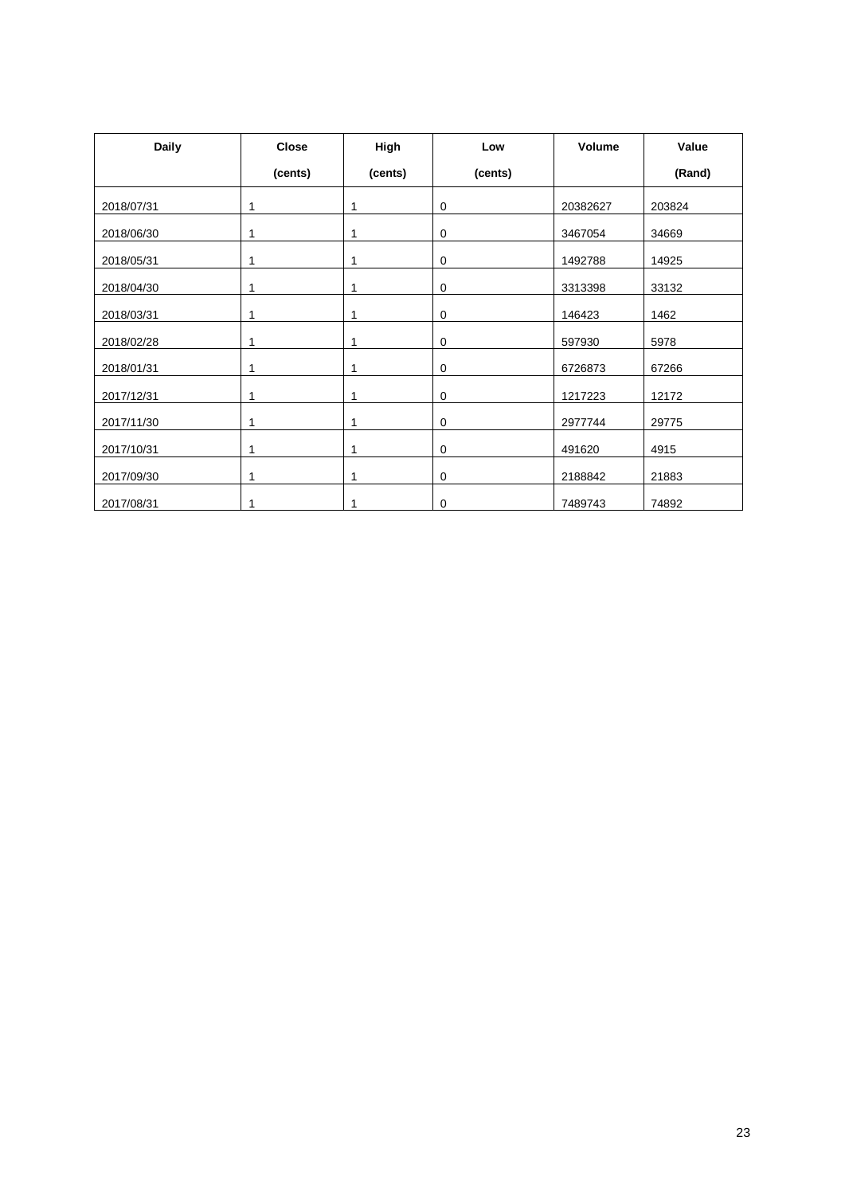| Daily | Close (cents) | High (cents) | Low (cents) | Volume | Value (Rand) |
|---|---|---|---|---|---|
| 2018/07/31 | 1 | 1 | 0 | 20382627 | 203824 |
| 2018/06/30 | 1 | 1 | 0 | 3467054 | 34669 |
| 2018/05/31 | 1 | 1 | 0 | 1492788 | 14925 |
| 2018/04/30 | 1 | 1 | 0 | 3313398 | 33132 |
| 2018/03/31 | 1 | 1 | 0 | 146423 | 1462 |
| 2018/02/28 | 1 | 1 | 0 | 597930 | 5978 |
| 2018/01/31 | 1 | 1 | 0 | 6726873 | 67266 |
| 2017/12/31 | 1 | 1 | 0 | 1217223 | 12172 |
| 2017/11/30 | 1 | 1 | 0 | 2977744 | 29775 |
| 2017/10/31 | 1 | 1 | 0 | 491620 | 4915 |
| 2017/09/30 | 1 | 1 | 0 | 2188842 | 21883 |
| 2017/08/31 | 1 | 1 | 0 | 7489743 | 74892 |